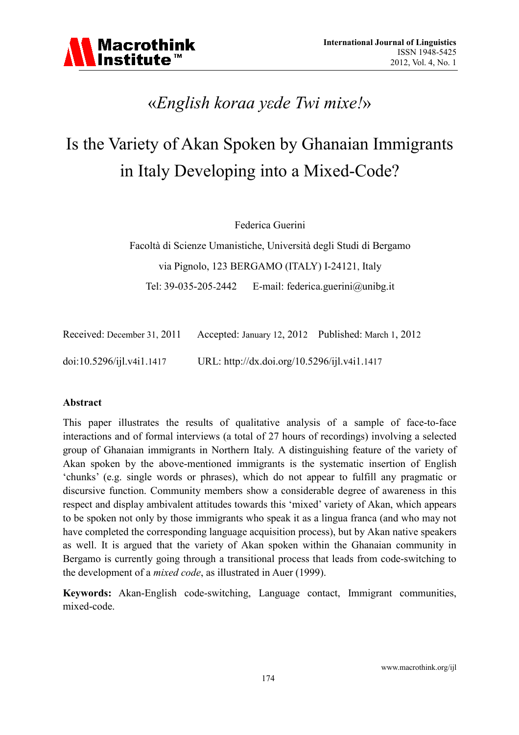# «*English koraa yɛde Twi mixe!*»

# Is the Variety of Akan Spoken by Ghanaian Immigrants in Italy Developing into a Mixed-Code?

Federica Guerini

Facoltà di Scienze Umanistiche, Università degli Studi di Bergamo

via Pignolo, 123 BERGAMO (ITALY) I-24121, Italy

Tel: 39-035-205-2442 E-mail: federica.guerini@unibg.it

Received: December 31, 2011 Accepted: January 12, 2012 Published: March 1, 2012

doi:10.5296/ijl.v4i1.1417 URL: http://dx.doi.org/10.5296/ijl.v4i1.1417

## Abstract

This paper illustrates the results of qualitative analysis of a sample of face-to-face interactions and of formal interviews (a total of 27 hours of recordings) involving a selected group of Ghanaian immigrants in Northern Italy. A distinguishing feature of the variety of Akan spoken by the above-mentioned immigrants is the systematic insertion of English 'chunks' (e.g. single words or phrases), which do not appear to fulfill any pragmatic or discursive function. Community members show a considerable degree of awareness in this respect and display ambivalent attitudes towards this 'mixed' variety of Akan, which appears to be spoken not only by those immigrants who speak it as a lingua franca (and who may not have completed the corresponding language acquisition process), but by Akan native speakers as well. It is argued that the variety of Akan spoken within the Ghanaian community in Bergamo is currently going through a transitional process that leads from code-switching to the development of a *mixed code*, as illustrated in Auer (1999).

**Keywords:** Akan-English code-switching, Language contact, Immigrant communities, mixed-code.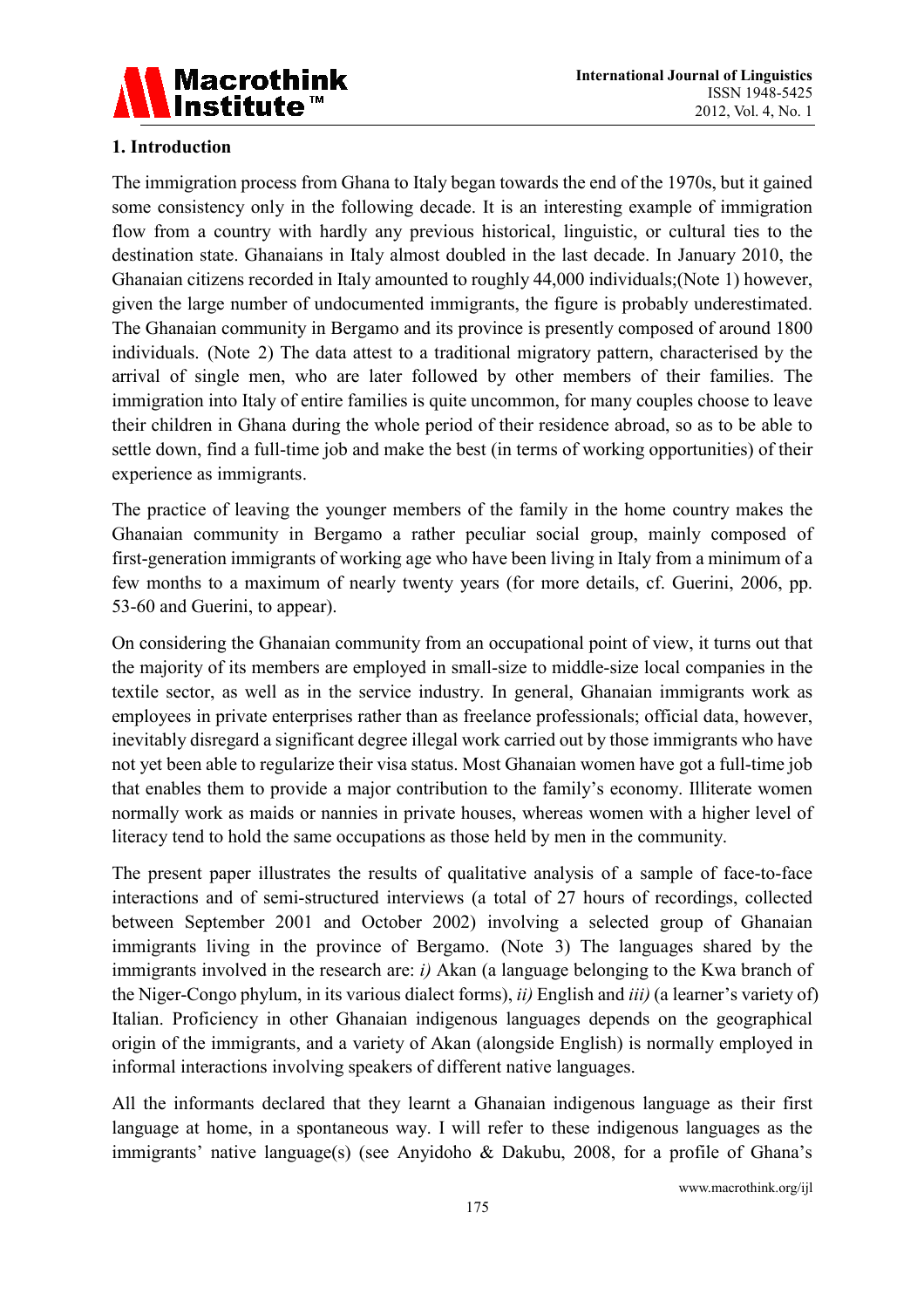## 1. Introduction

The immigration process from Ghana to Italy began towards the end of the 1970s, but it gained some consistency only in the following decade. It is an interesting example of immigration flow from a country with hardly any previous historical, linguistic, or cultural ties to the destination state. Ghanaians in Italy almost doubled in the last decade. In January 2010, the Ghanaian citizens recorded in Italy amounted to roughly 44,000 individuals;(Note 1) however, given the large number of undocumented immigrants, the figure is probably underestimated. The Ghanaian community in Bergamo and its province is presently composed of around 1800 individuals. (Note 2) The data attest to a traditional migratory pattern, characterised by the arrival of single men, who are later followed by other members of their families. The immigration into Italy of entire families is quite uncommon, for many couples choose to leave their children in Ghana during the whole period of their residence abroad, so as to be able to settle down, find a full-time job and make the best (in terms of working opportunities) of their experience as immigrants.

The practice of leaving the younger members of the family in the home country makes the Ghanaian community in Bergamo a rather peculiar social group, mainly composed of first-generation immigrants of working age who have been living in Italy from a minimum of a few months to a maximum of nearly twenty years (for more details, cf. Guerini, 2006, pp. 53-60 and Guerini, to appear).

On considering the Ghanaian community from an occupational point of view, it turns out that the majority of its members are employed in small-size to middle-size local companies in the textile sector, as well as in the service industry. In general, Ghanaian immigrants work as employees in private enterprises rather than as freelance professionals; official data, however, inevitably disregard a significant degree illegal work carried out by those immigrants who have not yet been able to regularize their visa status. Most Ghanaian women have got a full-time job that enables them to provide a major contribution to the family's economy. Illiterate women normally work as maids or nannies in private houses, whereas women with a higher level of literacy tend to hold the same occupations as those held by men in the community.

The present paper illustrates the results of qualitative analysis of a sample of face-to-face interactions and of semi-structured interviews (a total of 27 hours of recordings, collected between September 2001 and October 2002) involving a selected group of Ghanaian immigrants living in the province of Bergamo. (Note 3) The languages shared by the immigrants involved in the research are: *i)* Akan (a language belonging to the Kwa branch of the Niger-Congo phylum, in its various dialect forms), *ii)* English and *iii)* (a learner's variety of) Italian. Proficiency in other Ghanaian indigenous languages depends on the geographical origin of the immigrants, and a variety of Akan (alongside English) is normally employed in informal interactions involving speakers of different native languages.

All the informants declared that they learnt a Ghanaian indigenous language as their first language at home, in a spontaneous way. I will refer to these indigenous languages as the immigrants' native language(s) (see Anyidoho & Dakubu, 2008, for a profile of Ghana's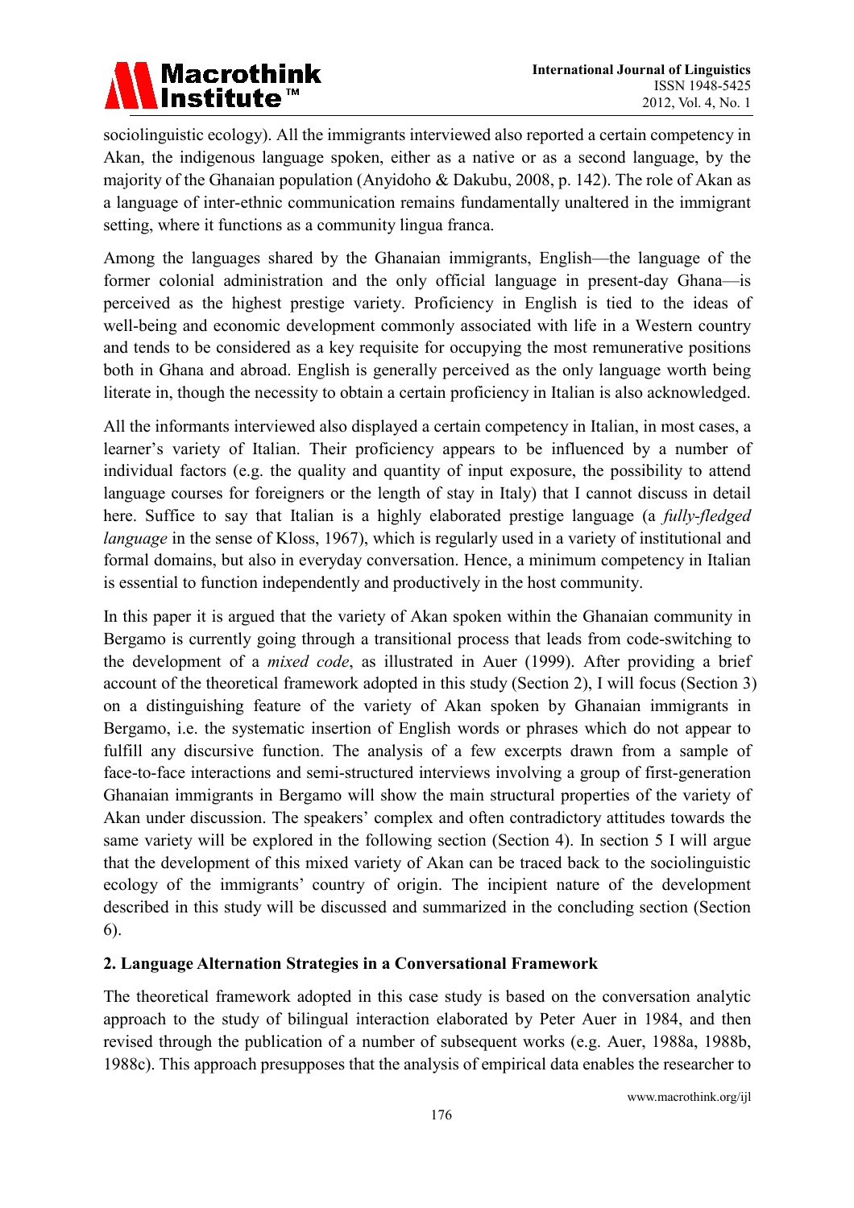sociolinguistic ecology). All the immigrants interviewed also reported a certain competency in Akan, the indigenous language spoken, either as a native or as a second language, by the majority of the Ghanaian population (Anyidoho & Dakubu, 2008, p. 142). The role of Akan as a language of inter-ethnic communication remains fundamentally unaltered in the immigrant setting, where it functions as a community lingua franca.

Among the languages shared by the Ghanaian immigrants, English—the language of the former colonial administration and the only official language in present-day Ghana—is perceived as the highest prestige variety. Proficiency in English is tied to the ideas of well-being and economic development commonly associated with life in a Western country and tends to be considered as a key requisite for occupying the most remunerative positions both in Ghana and abroad. English is generally perceived as the only language worth being literate in, though the necessity to obtain a certain proficiency in Italian is also acknowledged.

All the informants interviewed also displayed a certain competency in Italian, in most cases, a learner's variety of Italian. Their proficiency appears to be influenced by a number of individual factors (e.g. the quality and quantity of input exposure, the possibility to attend language courses for foreigners or the length of stay in Italy) that I cannot discuss in detail here. Suffice to say that Italian is a highly elaborated prestige language (a *fully-fledged language* in the sense of Kloss, 1967), which is regularly used in a variety of institutional and formal domains, but also in everyday conversation. Hence, a minimum competency in Italian is essential to function independently and productively in the host community.

In this paper it is argued that the variety of Akan spoken within the Ghanaian community in Bergamo is currently going through a transitional process that leads from code-switching to the development of a *mixed code*, as illustrated in Auer (1999). After providing a brief account of the theoretical framework adopted in this study (Section 2), I will focus (Section 3) on a distinguishing feature of the variety of Akan spoken by Ghanaian immigrants in Bergamo, i.e. the systematic insertion of English words or phrases which do not appear to fulfill any discursive function. The analysis of a few excerpts drawn from a sample of face-to-face interactions and semi-structured interviews involving a group of first-generation Ghanaian immigrants in Bergamo will show the main structural properties of the variety of Akan under discussion. The speakers' complex and often contradictory attitudes towards the same variety will be explored in the following section (Section 4). In section 5 I will argue that the development of this mixed variety of Akan can be traced back to the sociolinguistic ecology of the immigrants' country of origin. The incipient nature of the development described in this study will be discussed and summarized in the concluding section (Section 6).

## 2. Language Alternation Strategies in a Conversational Framework

The theoretical framework adopted in this case study is based on the conversation analytic approach to the study of bilingual interaction elaborated by Peter Auer in 1984, and then revised through the publication of a number of subsequent works (e.g. Auer, 1988a, 1988b, 1988c). This approach presupposes that the analysis of empirical data enables the researcher to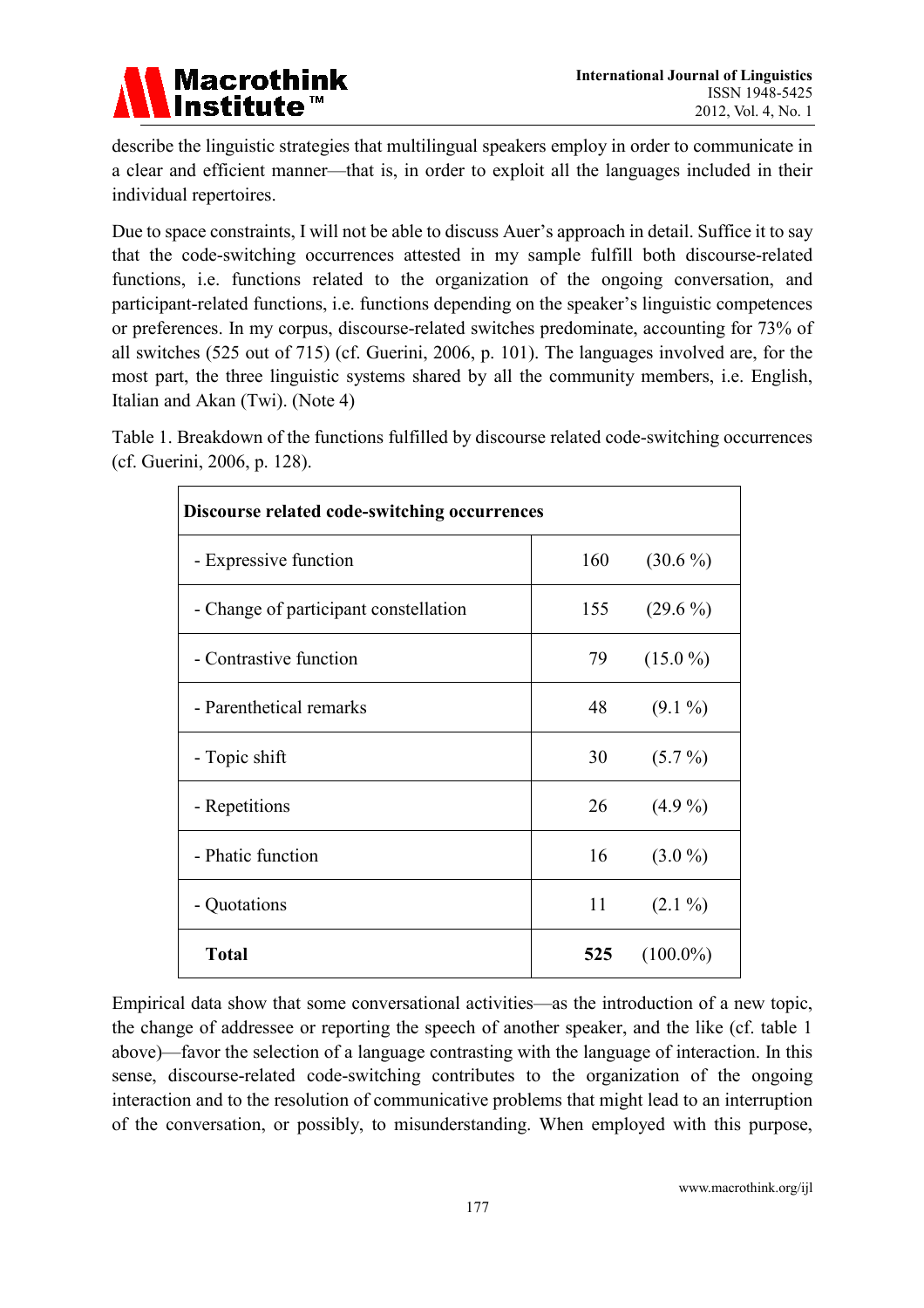describe the linguistic strategies that multilingual speakers employ in order to communicate in a clear and efficient manner—that is, in order to exploit all the languages included in their individual repertoires.

Due to space constraints, I will not be able to discuss Auer's approach in detail. Suffice it to say that the code-switching occurrences attested in my sample fulfill both discourse-related functions, i.e. functions related to the organization of the ongoing conversation, and participant-related functions, i.e. functions depending on the speaker's linguistic competences or preferences. In my corpus, discourse-related switches predominate, accounting for 73% of all switches (525 out of 715) (cf. Guerini, 2006, p. 101). The languages involved are, for the most part, the three linguistic systems shared by all the community members, i.e. English, Italian and Akan (Twi). (Note 4)

Table 1. Breakdown of the functions fulfilled by discourse related code-switching occurrences (cf. Guerini, 2006, p. 128).

| **Discourse related code-switching occurrences** | | |
|---|---|---|
| - Expressive function | 160 | (30.6 %) |
| - Change of participant constellation | 155 | (29.6 %) |
| - Contrastive function | 79 | (15.0 %) |
| - Parenthetical remarks | 48 | (9.1 %) |
| - Topic shift | 30 | (5.7 %) |
| - Repetitions | 26 | (4.9 %) |
| - Phatic function | 16 | (3.0 %) |
| - Quotations | 11 | (2.1 %) |
| **Total** | **525** | (100.0%) |

Empirical data show that some conversational activities—as the introduction of a new topic, the change of addressee or reporting the speech of another speaker, and the like (cf. table 1 above)—favor the selection of a language contrasting with the language of interaction. In this sense, discourse-related code-switching contributes to the organization of the ongoing interaction and to the resolution of communicative problems that might lead to an interruption of the conversation, or possibly, to misunderstanding. When employed with this purpose,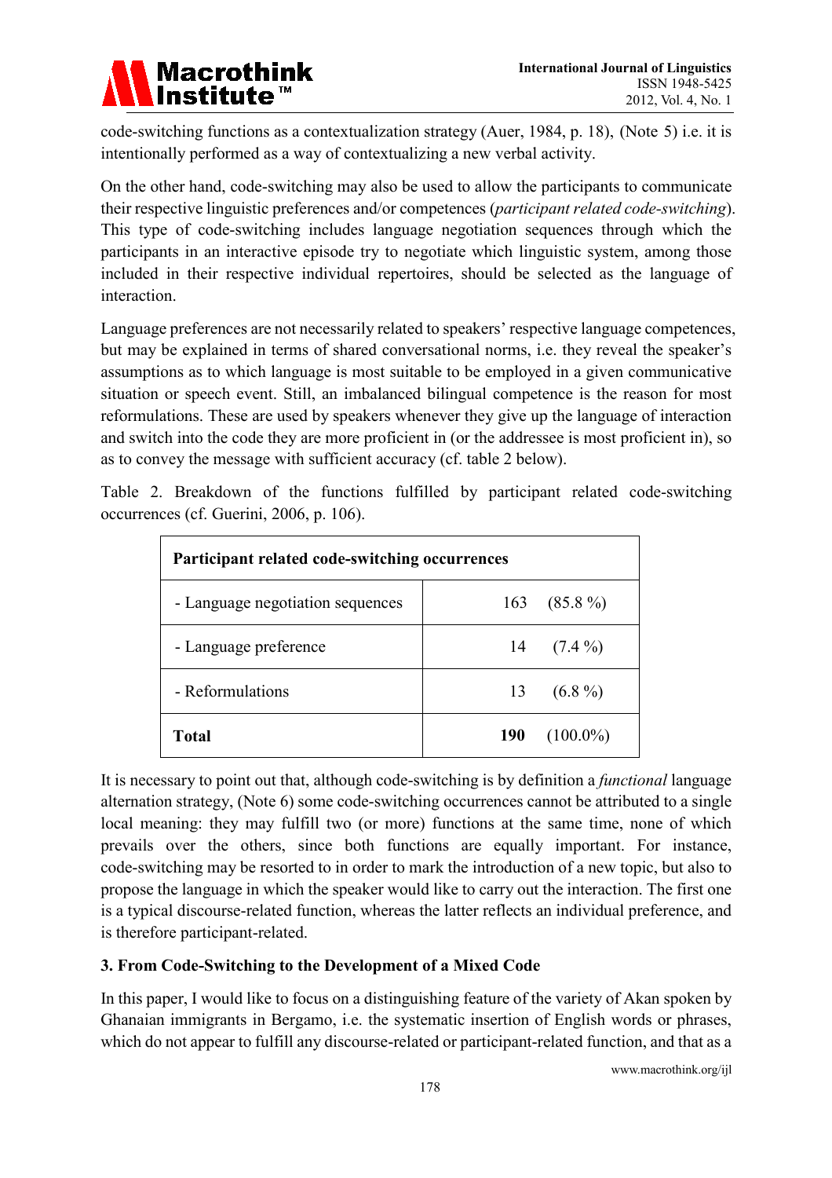code-switching functions as a contextualization strategy (Auer, 1984, p. 18), (Note 5) i.e. it is intentionally performed as a way of contextualizing a new verbal activity.

On the other hand, code-switching may also be used to allow the participants to communicate their respective linguistic preferences and/or competences (*participant related code-switching*). This type of code-switching includes language negotiation sequences through which the participants in an interactive episode try to negotiate which linguistic system, among those included in their respective individual repertoires, should be selected as the language of interaction.

Language preferences are not necessarily related to speakers' respective language competences, but may be explained in terms of shared conversational norms, i.e. they reveal the speaker's assumptions as to which language is most suitable to be employed in a given communicative situation or speech event. Still, an imbalanced bilingual competence is the reason for most reformulations. These are used by speakers whenever they give up the language of interaction and switch into the code they are more proficient in (or the addressee is most proficient in), so as to convey the message with sufficient accuracy (cf. table 2 below).

Table 2. Breakdown of the functions fulfilled by participant related code-switching occurrences (cf. Guerini, 2006, p. 106).

| **Participant related code-switching occurrences** | |
|---|---|
| - Language negotiation sequences | 163 (85.8 %) |
| - Language preference | 14 (7.4 %) |
| - Reformulations | 13 (6.8 %) |
| **Total** | **190** (100.0%) |

It is necessary to point out that, although code-switching is by definition a *functional* language alternation strategy, (Note 6) some code-switching occurrences cannot be attributed to a single local meaning: they may fulfill two (or more) functions at the same time, none of which prevails over the others, since both functions are equally important. For instance, code-switching may be resorted to in order to mark the introduction of a new topic, but also to propose the language in which the speaker would like to carry out the interaction. The first one is a typical discourse-related function, whereas the latter reflects an individual preference, and is therefore participant-related.

## 3. From Code-Switching to the Development of a Mixed Code

In this paper, I would like to focus on a distinguishing feature of the variety of Akan spoken by Ghanaian immigrants in Bergamo, i.e. the systematic insertion of English words or phrases, which do not appear to fulfill any discourse-related or participant-related function, and that as a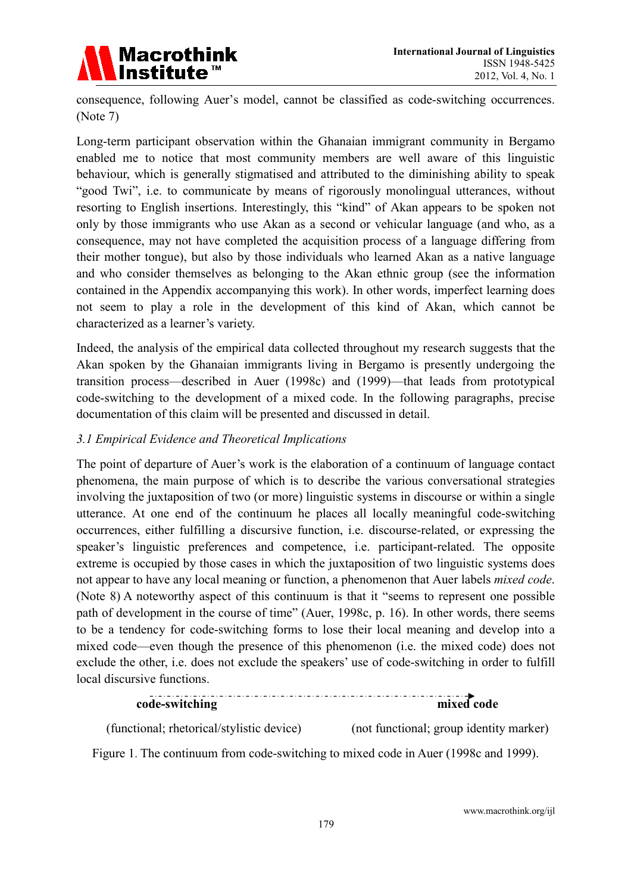consequence, following Auer's model, cannot be classified as code-switching occurrences. (Note 7)

Long-term participant observation within the Ghanaian immigrant community in Bergamo enabled me to notice that most community members are well aware of this linguistic behaviour, which is generally stigmatised and attributed to the diminishing ability to speak "good Twi", i.e. to communicate by means of rigorously monolingual utterances, without resorting to English insertions. Interestingly, this "kind" of Akan appears to be spoken not only by those immigrants who use Akan as a second or vehicular language (and who, as a consequence, may not have completed the acquisition process of a language differing from their mother tongue), but also by those individuals who learned Akan as a native language and who consider themselves as belonging to the Akan ethnic group (see the information contained in the Appendix accompanying this work). In other words, imperfect learning does not seem to play a role in the development of this kind of Akan, which cannot be characterized as a learner's variety.

Indeed, the analysis of the empirical data collected throughout my research suggests that the Akan spoken by the Ghanaian immigrants living in Bergamo is presently undergoing the transition process—described in Auer (1998c) and (1999)—that leads from prototypical code-switching to the development of a mixed code. In the following paragraphs, precise documentation of this claim will be presented and discussed in detail.

### *3.1 Empirical Evidence and Theoretical Implications*

The point of departure of Auer's work is the elaboration of a continuum of language contact phenomena, the main purpose of which is to describe the various conversational strategies involving the juxtaposition of two (or more) linguistic systems in discourse or within a single utterance. At one end of the continuum he places all locally meaningful code-switching occurrences, either fulfilling a discursive function, i.e. discourse-related, or expressing the speaker's linguistic preferences and competence, i.e. participant-related. The opposite extreme is occupied by those cases in which the juxtaposition of two linguistic systems does not appear to have any local meaning or function, a phenomenon that Auer labels *mixed code*. (Note 8) A noteworthy aspect of this continuum is that it "seems to represent one possible path of development in the course of time" (Auer, 1998c, p. 16). In other words, there seems to be a tendency for code-switching forms to lose their local meaning and develop into a mixed code—even though the presence of this phenomenon (i.e. the mixed code) does not exclude the other, i.e. does not exclude the speakers' use of code-switching in order to fulfill local discursive functions.

**code-switching** → **mixed code**

(functional; rhetorical/stylistic device) (not functional; group identity marker)

Figure 1. The continuum from code-switching to mixed code in Auer (1998c and 1999).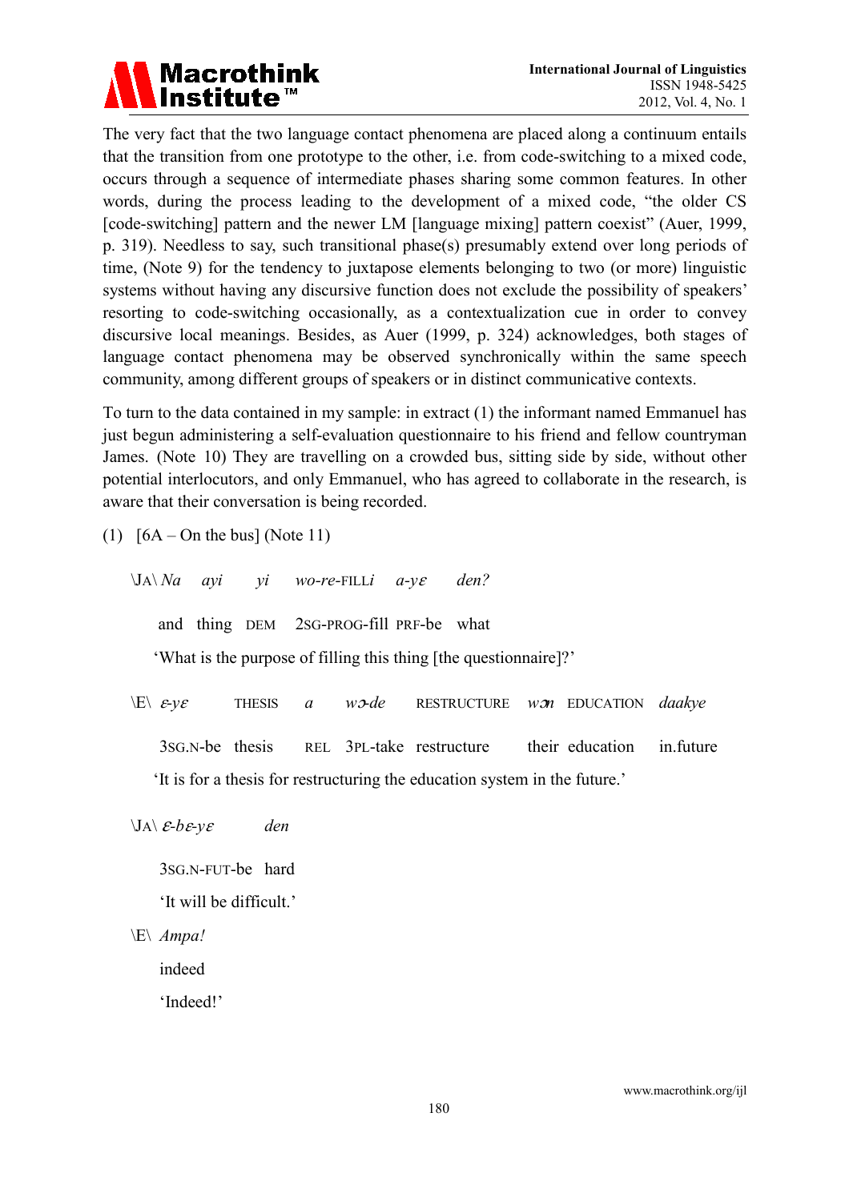The very fact that the two language contact phenomena are placed along a continuum entails that the transition from one prototype to the other, i.e. from code-switching to a mixed code, occurs through a sequence of intermediate phases sharing some common features. In other words, during the process leading to the development of a mixed code, "the older CS [code-switching] pattern and the newer LM [language mixing] pattern coexist" (Auer, 1999, p. 319). Needless to say, such transitional phase(s) presumably extend over long periods of time, (Note 9) for the tendency to juxtapose elements belonging to two (or more) linguistic systems without having any discursive function does not exclude the possibility of speakers' resorting to code-switching occasionally, as a contextualization cue in order to convey discursive local meanings. Besides, as Auer (1999, p. 324) acknowledges, both stages of language contact phenomena may be observed synchronically within the same speech community, among different groups of speakers or in distinct communicative contexts.

To turn to the data contained in my sample: in extract (1) the informant named Emmanuel has just begun administering a self-evaluation questionnaire to his friend and fellow countryman James. (Note 10) They are travelling on a crowded bus, sitting side by side, without other potential interlocutors, and only Emmanuel, who has agreed to collaborate in the research, is aware that their conversation is being recorded.

(1) [6A – On the bus] (Note 11)

\JA\ *Na* *ayi* *yi* *wo-re-*FILL*i* *a-yɛ* *den?*

and thing DEM 2SG-PROG-fill PRF-be what

'What is the purpose of filling this thing [the questionnaire]?'

\E\ *ɛ-yɛ* THESIS *a* *wɔ-de* RESTRUCTURE *wɔn* EDUCATION *daakye*

3SG.N-be thesis REL 3PL-take restructure their education in.future

'It is for a thesis for restructuring the education system in the future.'

\JA\ *ɛ-bɛ-yɛ* *den*

3SG.N-FUT-be hard

'It will be difficult.'

\E\ *Ampa!*

indeed

'Indeed!'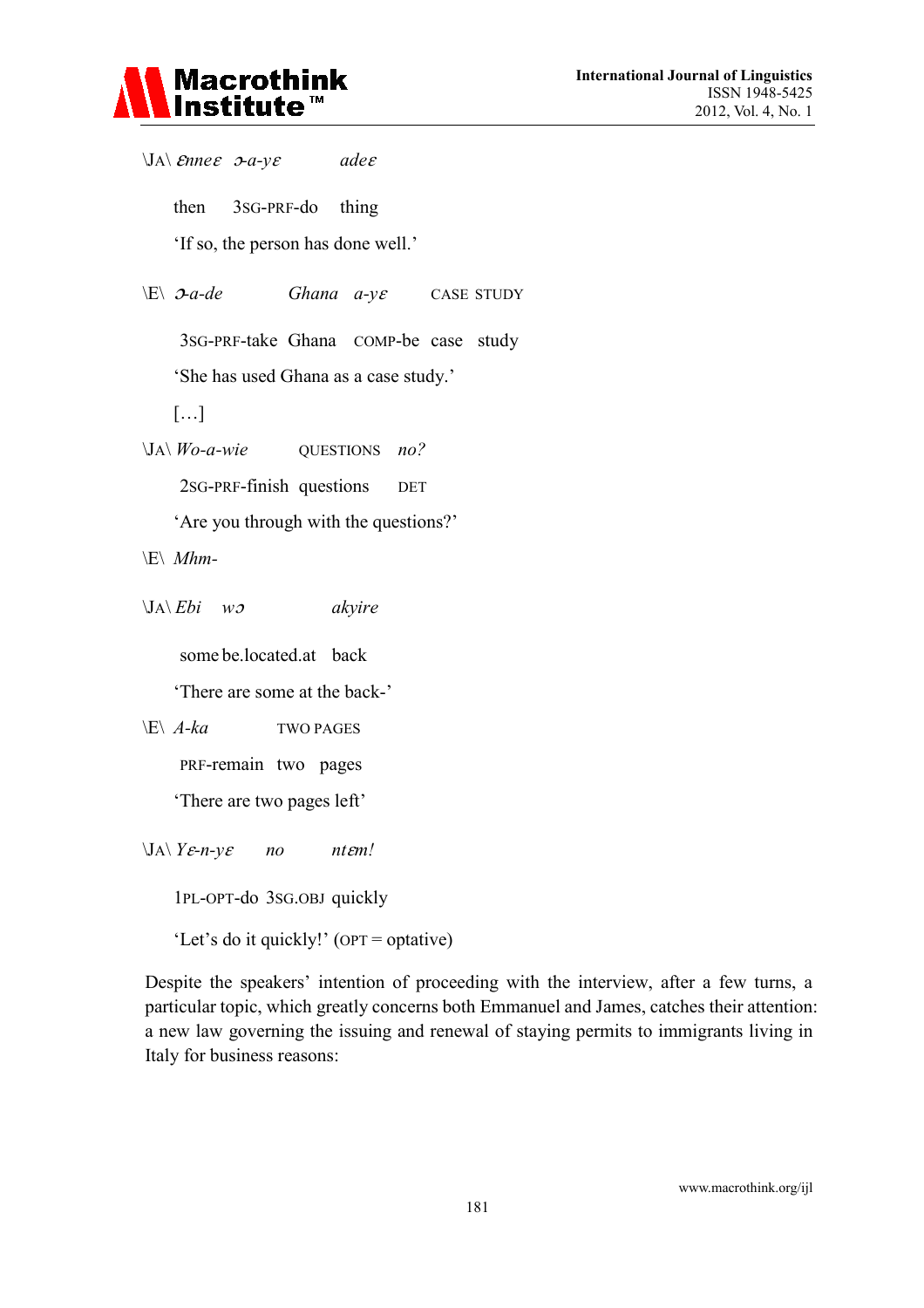\JA\ *ɛnneɛ ɔ-a-yɛ adeɛ*

then 3SG-PRF-do thing

'If so, the person has done well.'

\E\ *ɔ-a-de Ghana a-yɛ* CASE STUDY

3SG-PRF-take Ghana COMP-be case study

'She has used Ghana as a case study.'

[…]

\JA\ *Wo-a-wie* QUESTIONS *no?*

2SG-PRF-finish questions DET

'Are you through with the questions?'

\E\ *Mhm-*

\JA\ *Ebi wɔ akyire*

some be.located.at back

'There are some at the back-'

\E\ *A-ka* TWO PAGES

PRF-remain two pages

'There are two pages left'

\JA\ *Yɛ-n-yɛ no ntɛm!*

1PL-OPT-do 3SG.OBJ quickly

'Let's do it quickly!' (OPT = optative)

Despite the speakers' intention of proceeding with the interview, after a few turns, a particular topic, which greatly concerns both Emmanuel and James, catches their attention: a new law governing the issuing and renewal of staying permits to immigrants living in Italy for business reasons: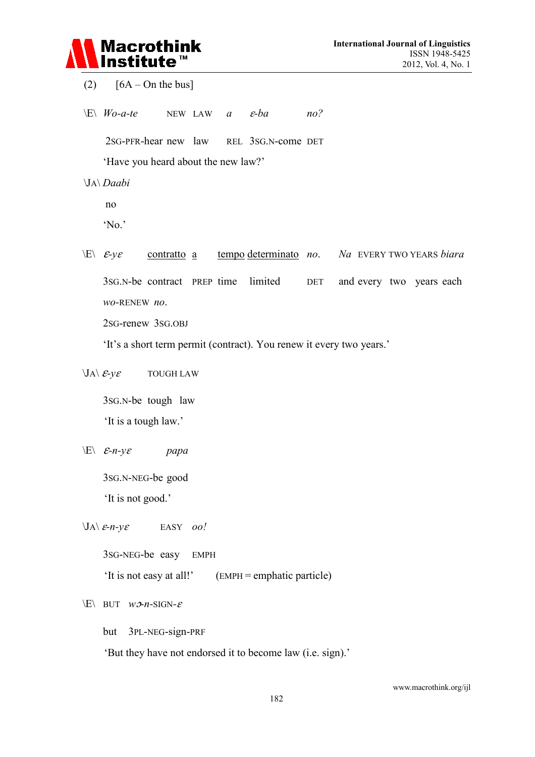(2) [6A – On the bus]

\E\ *Wo-a-te* NEW LAW *a* *ɛ-ba* *no?*

2SG-PFR-hear new law REL 3SG.N-come DET

'Have you heard about the new law?'

\JA\ *Daabi*

no

'No.'

\E\ *ɛ-yɛ* <u>contratto</u> <u>a</u> <u>tempo</u> <u>determinato</u> *no.* *Na* EVERY TWO YEARS *biara*

3SG.N-be contract PREP time limited DET and every two years each

*wo*-RENEW *no*.

2SG-renew 3SG.OBJ

'It's a short term permit (contract). You renew it every two years.'

\JA\ *ɛ-yɛ* TOUGH LAW

3SG.N-be tough law

'It is a tough law.'

\E\ *ɛ-n-yɛ* *papa*

3SG.N-NEG-be good

'It is not good.'

\JA\ *ɛ-n-yɛ* EASY *oo!*

3SG-NEG-be easy EMPH

'It is not easy at all!' (EMPH = emphatic particle)

\E\ BUT *wɔ-n*-SIGN-*ɛ*

but 3PL-NEG-sign-PRF

'But they have not endorsed it to become law (i.e. sign).'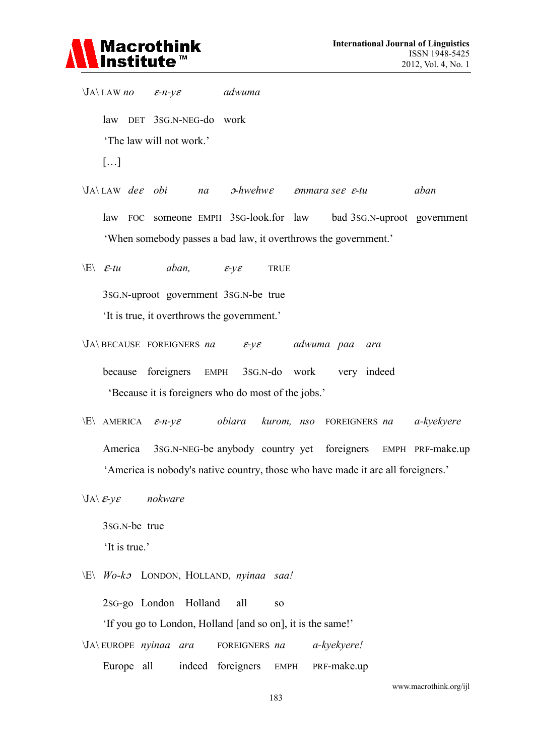\JA\ LAW *no* *ɛ-n-yɛ* *adwuma*

law DET 3SG.N-NEG-do work

'The law will not work.'

[…]

\JA\ LAW *deɛ* *obi* *na* *ɔ-hwehwɛ* *ɛmmara seɛ* *ɛ-tu* *aban*

law FOC someone EMPH 3SG-look.for law bad 3SG.N-uproot government

'When somebody passes a bad law, it overthrows the government.'

\E\ *ɛ-tu* *aban,* *ɛ-yɛ* TRUE

3SG.N-uproot government 3SG.N-be true

'It is true, it overthrows the government.'

\JA\ BECAUSE FOREIGNERS *na* *ɛ-yɛ* *adwuma* *paa* *ara*

because foreigners EMPH 3SG.N-do work very indeed

'Because it is foreigners who do most of the jobs.'

\E\ AMERICA *ɛ-n-yɛ* *obiara* *kurom,* *nso* FOREIGNERS *na* *a-kyekyere*

America 3SG.N-NEG-be anybody country yet foreigners EMPH PRF-make.up

'America is nobody's native country, those who have made it are all foreigners.'

\JA\ *ɛ-yɛ* *nokware*

3SG.N-be true

'It is true.'

\E\ *Wo-kɔ* LONDON, HOLLAND, *nyinaa* *saa!*

2SG-go London Holland all so

'If you go to London, Holland [and so on], it is the same!'

\JA\ EUROPE *nyinaa* *ara* FOREIGNERS *na* *a-kyekyere!*

Europe all indeed foreigners EMPH PRF-make.up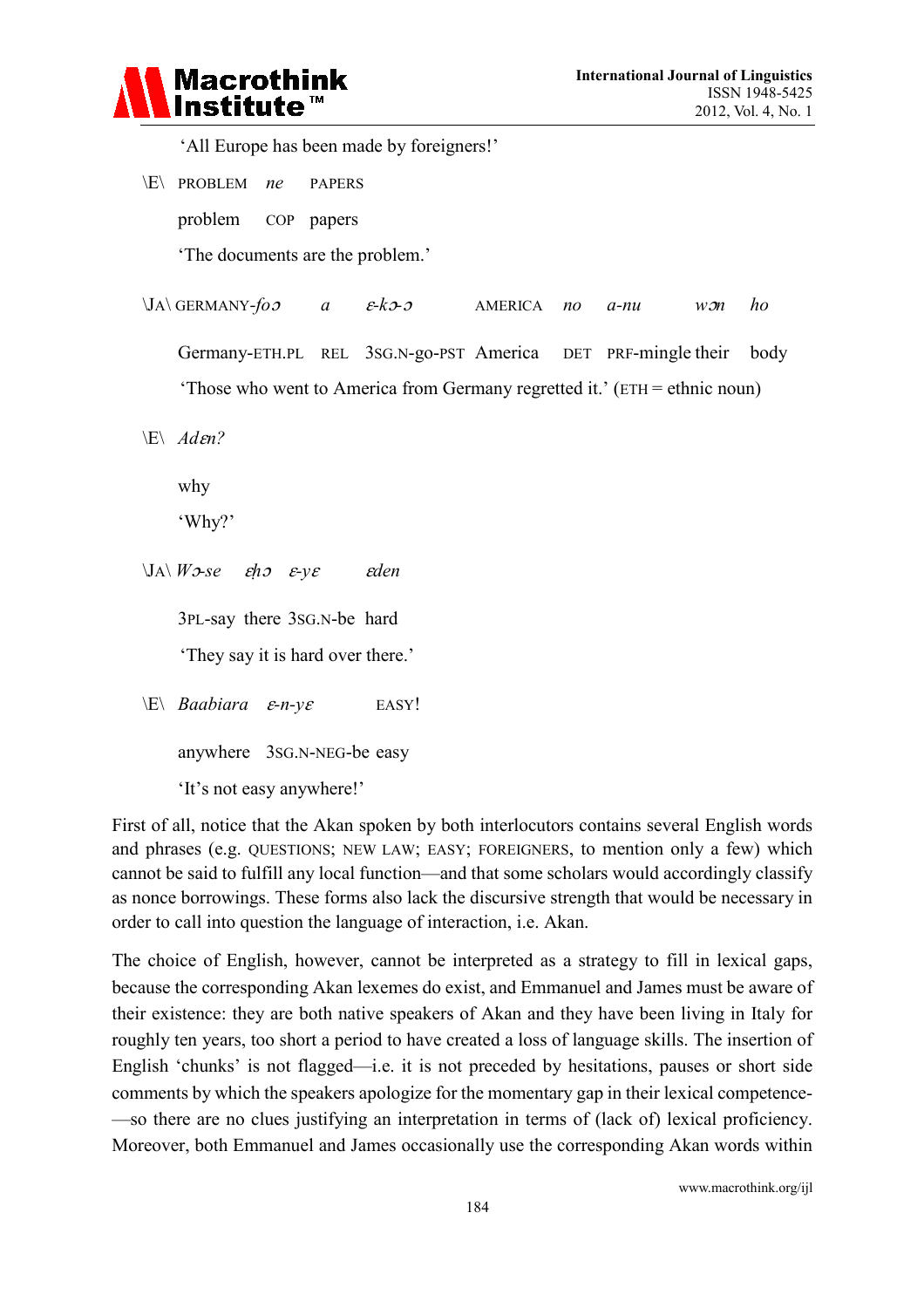'All Europe has been made by foreigners!'

\E\ PROBLEM *ne* PAPERS

problem COP papers

'The documents are the problem.'

\JA\ GERMANY-*fɔɔ* *a* *ɛ-kɔ-ɔ* AMERICA *no* *a-nu* *wɔn* *ho*

Germany-ETH.PL REL 3SG.N-go-PST America DET PRF-mingle their body

'Those who went to America from Germany regretted it.' (ETH = ethnic noun)

\E\ *Adɛn?*

why

'Why?'

\JA\ *Wɔ-se* *ɛ̣hɔ* *ɛ-yɛ* *ɛden*

3PL-say there 3SG.N-be hard

'They say it is hard over there.'

\E\ *Baabiara* *ɛ-n-yɛ* EASY!

anywhere 3SG.N-NEG-be easy

'It's not easy anywhere!'

First of all, notice that the Akan spoken by both interlocutors contains several English words and phrases (e.g. QUESTIONS; NEW LAW; EASY; FOREIGNERS, to mention only a few) which cannot be said to fulfill any local function—and that some scholars would accordingly classify as nonce borrowings. These forms also lack the discursive strength that would be necessary in order to call into question the language of interaction, i.e. Akan.

The choice of English, however, cannot be interpreted as a strategy to fill in lexical gaps, because the corresponding Akan lexemes do exist, and Emmanuel and James must be aware of their existence: they are both native speakers of Akan and they have been living in Italy for roughly ten years, too short a period to have created a loss of language skills. The insertion of English 'chunks' is not flagged—i.e. it is not preceded by hesitations, pauses or short side comments by which the speakers apologize for the momentary gap in their lexical competence—so there are no clues justifying an interpretation in terms of (lack of) lexical proficiency. Moreover, both Emmanuel and James occasionally use the corresponding Akan words within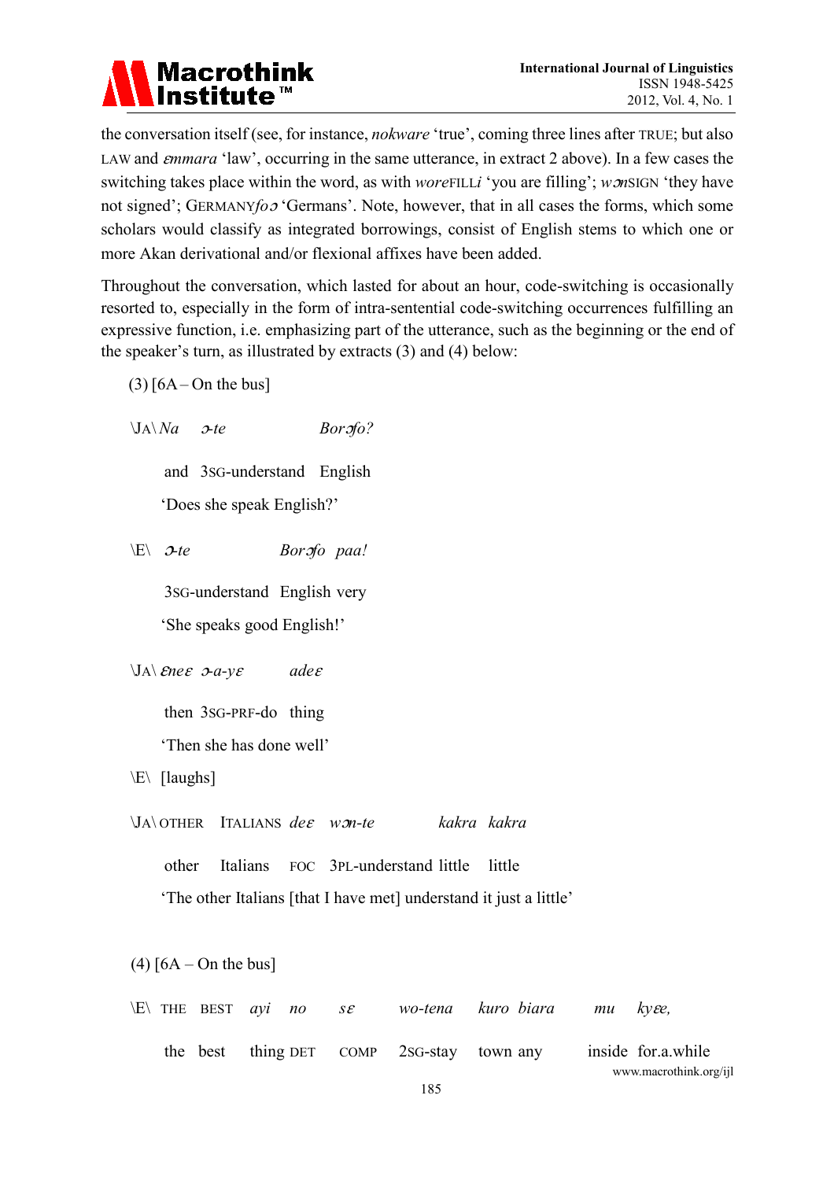the conversation itself (see, for instance, *nokware* 'true', coming three lines after TRUE; but also LAW and *ɛmmara* 'law', occurring in the same utterance, in extract 2 above). In a few cases the switching takes place within the word, as with *wore*FILL*i* 'you are filling'; *wɔn*SIGN 'they have not signed'; GERMANY*foɔ* 'Germans'. Note, however, that in all cases the forms, which some scholars would classify as integrated borrowings, consist of English stems to which one or more Akan derivational and/or flexional affixes have been added.

Throughout the conversation, which lasted for about an hour, code-switching is occasionally resorted to, especially in the form of intra-sentential code-switching occurrences fulfilling an expressive function, i.e. emphasizing part of the utterance, such as the beginning or the end of the speaker's turn, as illustrated by extracts (3) and (4) below:

(3) [6A – On the bus]

\JA\ *Na ɔ-te Borɔfo?*

and 3SG-understand English

'Does she speak English?'

\E\ *ɔ-te Borɔfo paa!*

3SG-understand English very

'She speaks good English!'

\JA\ *ɛneɛ ɔ-a-yɛ adeɛ*

then 3SG-PRF-do thing

'Then she has done well'

\E\ [laughs]

\JA\ OTHER ITALIANS *deɛ wɔn-te kakra kakra*

other Italians FOC 3PL-understand little little

'The other Italians [that I have met] understand it just a little'

(4) [6A – On the bus]

\E\ THE BEST *ayi no sɛ wo-tena kuro biara mu kyɛɛ,*

the best thing DET COMP 2SG-stay town any inside for.a.while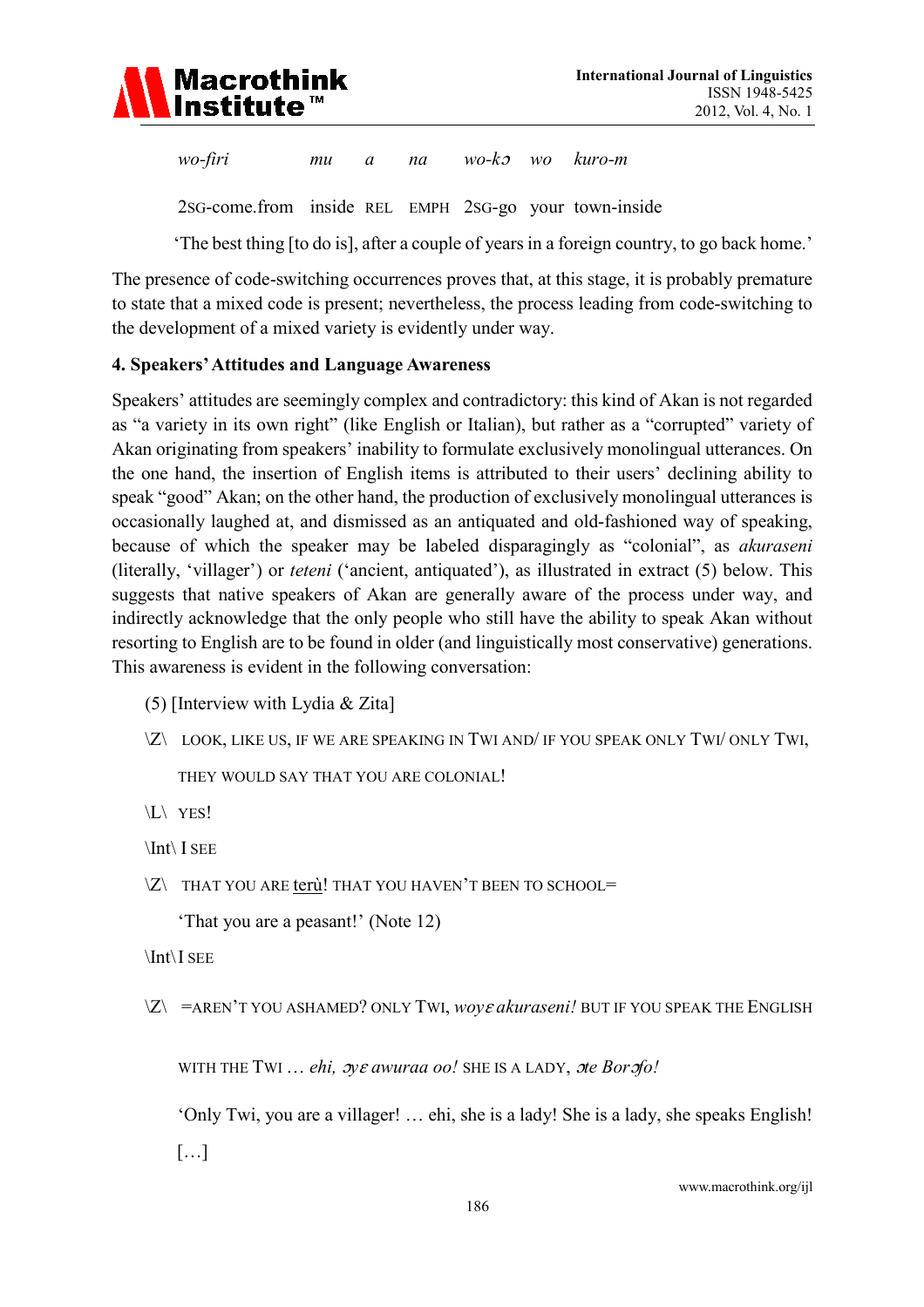*wo-firi* *mu* *a* *na* *wo-kɔ* *wo* *kuro-m*

2SG-come.from inside REL EMPH 2SG-go your town-inside

'The best thing [to do is], after a couple of years in a foreign country, to go back home.'

The presence of code-switching occurrences proves that, at this stage, it is probably premature to state that a mixed code is present; nevertheless, the process leading from code-switching to the development of a mixed variety is evidently under way.

### 4. Speakers' Attitudes and Language Awareness

Speakers' attitudes are seemingly complex and contradictory: this kind of Akan is not regarded as "a variety in its own right" (like English or Italian), but rather as a "corrupted" variety of Akan originating from speakers' inability to formulate exclusively monolingual utterances. On the one hand, the insertion of English items is attributed to their users' declining ability to speak "good" Akan; on the other hand, the production of exclusively monolingual utterances is occasionally laughed at, and dismissed as an antiquated and old-fashioned way of speaking, because of which the speaker may be labeled disparagingly as "colonial", as *akuraseni* (literally, 'villager') or *teteni* ('ancient, antiquated'), as illustrated in extract (5) below. This suggests that native speakers of Akan are generally aware of the process under way, and indirectly acknowledge that the only people who still have the ability to speak Akan without resorting to English are to be found in older (and linguistically most conservative) generations. This awareness is evident in the following conversation:

(5) [Interview with Lydia & Zita]

\Z\ LOOK, LIKE US, IF WE ARE SPEAKING IN TWI AND/ IF YOU SPEAK ONLY TWI/ ONLY TWI, THEY WOULD SAY THAT YOU ARE COLONIAL!

\L\ YES!

\Int\ I SEE

\Z\ THAT YOU ARE <u>terù</u>! THAT YOU HAVEN'T BEEN TO SCHOOL=

'That you are a peasant!' (Note 12)

\Int\ I SEE

\Z\ =AREN'T YOU ASHAMED? ONLY TWI, *woyɛ akuraseni!* BUT IF YOU SPEAK THE ENGLISH WITH THE TWI … *ehi, ɔyɛ awuraa oo!* SHE IS A LADY, *ɔte Borɔfo!*

'Only Twi, you are a villager! … ehi, she is a lady! She is a lady, she speaks English!

[…]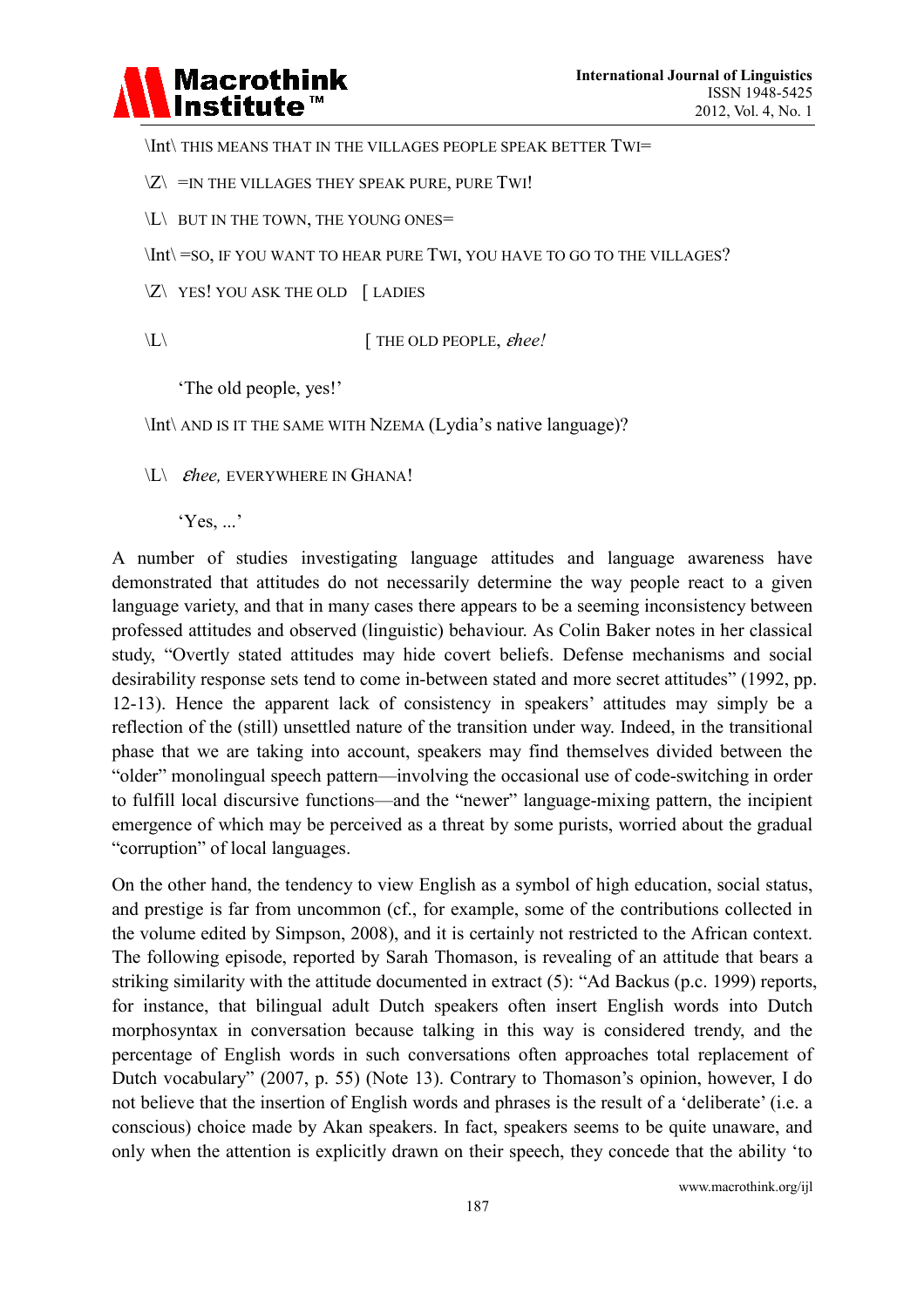\Int\ THIS MEANS THAT IN THE VILLAGES PEOPLE SPEAK BETTER TWI=

\Z\ =IN THE VILLAGES THEY SPEAK PURE, PURE TWI!

\L\ BUT IN THE TOWN, THE YOUNG ONES=

\Int\ =SO, IF YOU WANT TO HEAR PURE TWI, YOU HAVE TO GO TO THE VILLAGES?

\Z\ YES! YOU ASK THE OLD [ LADIES

\L\ [ THE OLD PEOPLE, *ɛhee!*

'The old people, yes!'

\Int\ AND IS IT THE SAME WITH NZEMA (Lydia's native language)?

\L\ *ɛhee,* EVERYWHERE IN GHANA!

'Yes, ...'

A number of studies investigating language attitudes and language awareness have demonstrated that attitudes do not necessarily determine the way people react to a given language variety, and that in many cases there appears to be a seeming inconsistency between professed attitudes and observed (linguistic) behaviour. As Colin Baker notes in her classical study, "Overtly stated attitudes may hide covert beliefs. Defense mechanisms and social desirability response sets tend to come in-between stated and more secret attitudes" (1992, pp. 12-13). Hence the apparent lack of consistency in speakers' attitudes may simply be a reflection of the (still) unsettled nature of the transition under way. Indeed, in the transitional phase that we are taking into account, speakers may find themselves divided between the "older" monolingual speech pattern—involving the occasional use of code-switching in order to fulfill local discursive functions—and the "newer" language-mixing pattern, the incipient emergence of which may be perceived as a threat by some purists, worried about the gradual "corruption" of local languages.

On the other hand, the tendency to view English as a symbol of high education, social status, and prestige is far from uncommon (cf., for example, some of the contributions collected in the volume edited by Simpson, 2008), and it is certainly not restricted to the African context. The following episode, reported by Sarah Thomason, is revealing of an attitude that bears a striking similarity with the attitude documented in extract (5): "Ad Backus (p.c. 1999) reports, for instance, that bilingual adult Dutch speakers often insert English words into Dutch morphosyntax in conversation because talking in this way is considered trendy, and the percentage of English words in such conversations often approaches total replacement of Dutch vocabulary" (2007, p. 55) (Note 13). Contrary to Thomason's opinion, however, I do not believe that the insertion of English words and phrases is the result of a 'deliberate' (i.e. a conscious) choice made by Akan speakers. In fact, speakers seems to be quite unaware, and only when the attention is explicitly drawn on their speech, they concede that the ability 'to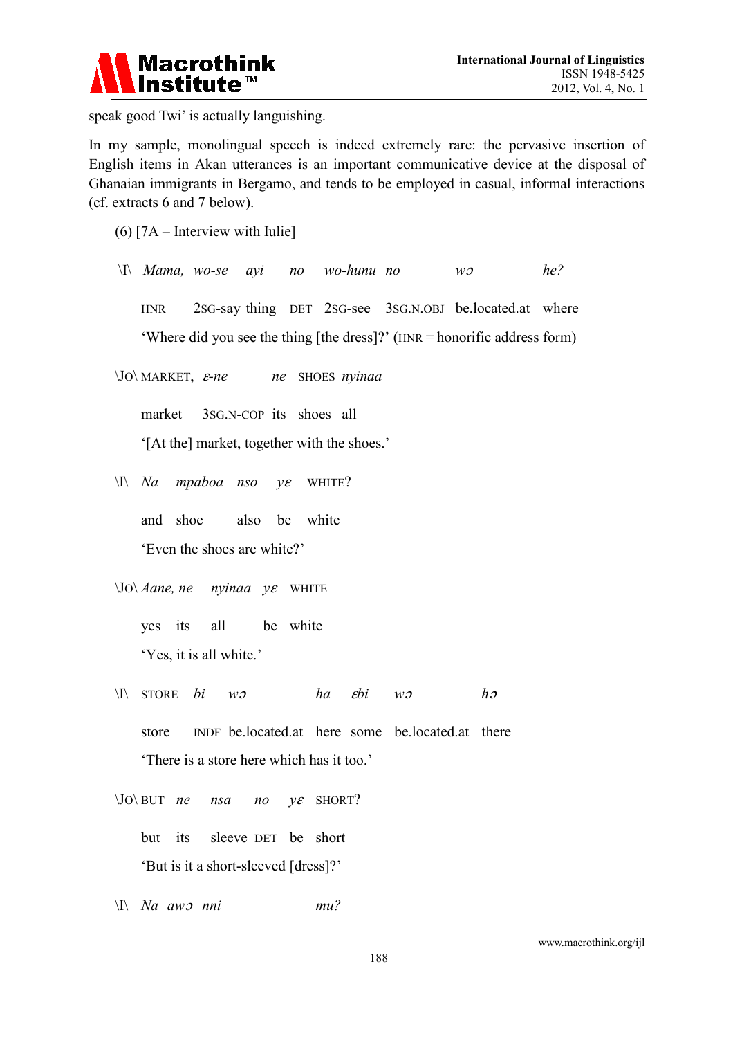speak good Twi' is actually languishing.

In my sample, monolingual speech is indeed extremely rare: the pervasive insertion of English items in Akan utterances is an important communicative device at the disposal of Ghanaian immigrants in Bergamo, and tends to be employed in casual, informal interactions (cf. extracts 6 and 7 below).

(6) [7A – Interview with Iulie]

\I\ *Mama, wo-se ayi no wo-hunu no wɔ he?*

HNR 2SG-say thing DET 2SG-see 3SG.N.OBJ be.located.at where

'Where did you see the thing [the dress]?' (HNR = honorific address form)

\JO\ MARKET, *ɛ-ne ne* SHOES *nyinaa*

market 3SG.N-COP its shoes all

'[At the] market, together with the shoes.'

\I\ *Na mpaboa nso yɛ* WHITE?

and shoe also be white

'Even the shoes are white?'

\JO\ *Aane, ne nyinaa yɛ* WHITE

yes its all be white

'Yes, it is all white.'

\I\ STORE *bi wɔ ha ɛbi wɔ hɔ*

store INDF be.located.at here some be.located.at there

'There is a store here which has it too.'

\JO\ BUT *ne nsa no yɛ* SHORT?

but its sleeve DET be short

'But is it a short-sleeved [dress]?'

\I\ *Na awɔ nni mu?*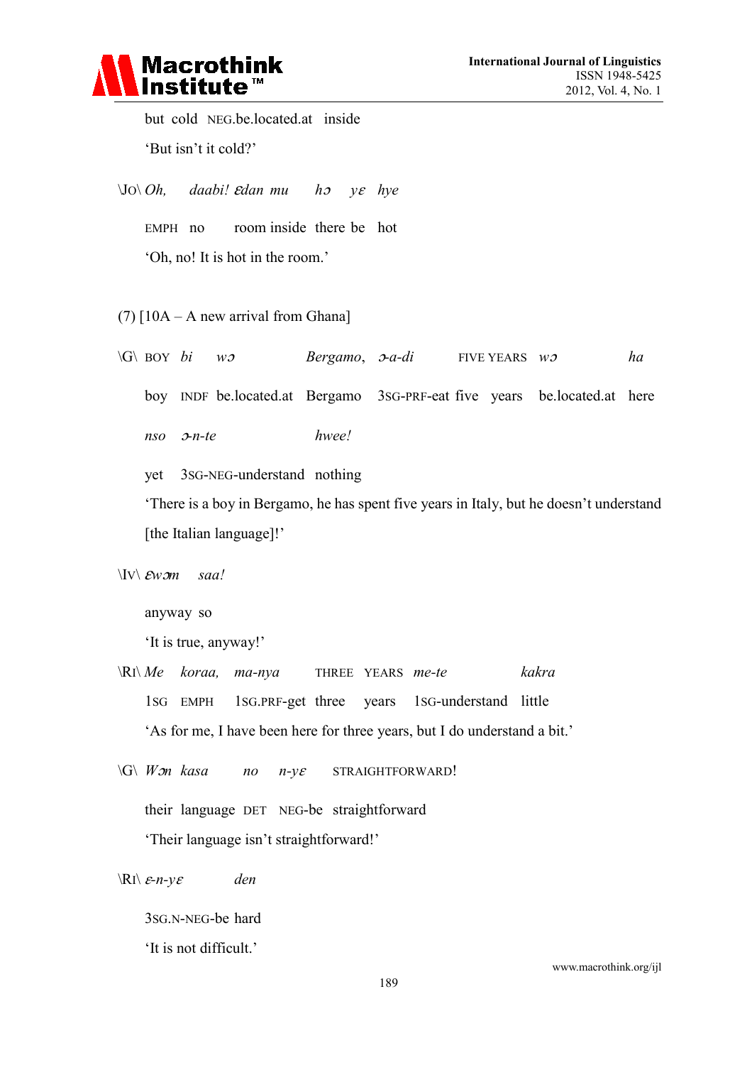but cold NEG.be.located.at inside

'But isn't it cold?'

\JO\ *Oh, daabi! ɛdan mu hɔ yɛ hye*

EMPH no room inside there be hot

'Oh, no! It is hot in the room.'

(7) [10A – A new arrival from Ghana]

\G\ BOY *bi wɔ Bergamo, ɔ-a-di* FIVE YEARS *wɔ ha*

boy INDF be.located.at Bergamo 3SG-PRF-eat five years be.located.at here

*nso ɔ-n-te hwee!*

yet 3SG-NEG-understand nothing

'There is a boy in Bergamo, he has spent five years in Italy, but he doesn't understand [the Italian language]!'

\IV\ *ɛwɔm saa!*

anyway so

'It is true, anyway!'

\RI\ *Me koraa, ma-nya* THREE YEARS *me-te kakra*

1SG EMPH 1SG.PRF-get three years 1SG-understand little

'As for me, I have been here for three years, but I do understand a bit.'

\G\ *Wɔn kasa no n-yɛ* STRAIGHTFORWARD!

their language DET NEG-be straightforward

'Their language isn't straightforward!'

\RI\ *ɛ-n-yɛ den*

3SG.N-NEG-be hard

'It is not difficult.'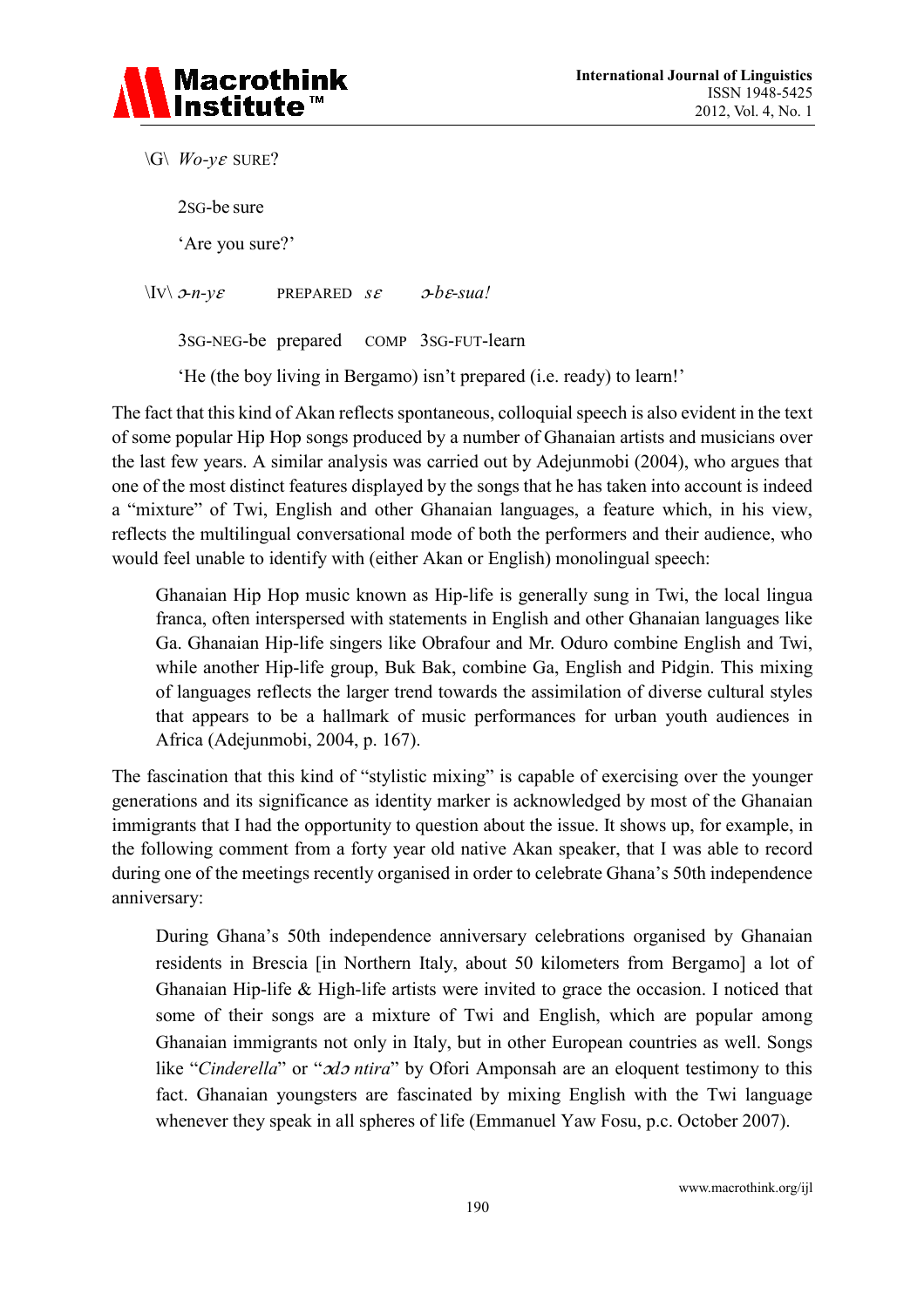\G\ *Wo-yɛ* SURE?

2SG-be sure

'Are you sure?'

\Iv\ *ɔ-n-yɛ* PREPARED *sɛ* *ɔ-bɛ-sua!*

3SG-NEG-be prepared COMP 3SG-FUT-learn

'He (the boy living in Bergamo) isn't prepared (i.e. ready) to learn!'

The fact that this kind of Akan reflects spontaneous, colloquial speech is also evident in the text of some popular Hip Hop songs produced by a number of Ghanaian artists and musicians over the last few years. A similar analysis was carried out by Adejunmobi (2004), who argues that one of the most distinct features displayed by the songs that he has taken into account is indeed a "mixture" of Twi, English and other Ghanaian languages, a feature which, in his view, reflects the multilingual conversational mode of both the performers and their audience, who would feel unable to identify with (either Akan or English) monolingual speech:

> Ghanaian Hip Hop music known as Hip-life is generally sung in Twi, the local lingua franca, often interspersed with statements in English and other Ghanaian languages like Ga. Ghanaian Hip-life singers like Obrafour and Mr. Oduro combine English and Twi, while another Hip-life group, Buk Bak, combine Ga, English and Pidgin. This mixing of languages reflects the larger trend towards the assimilation of diverse cultural styles that appears to be a hallmark of music performances for urban youth audiences in Africa (Adejunmobi, 2004, p. 167).

The fascination that this kind of "stylistic mixing" is capable of exercising over the younger generations and its significance as identity marker is acknowledged by most of the Ghanaian immigrants that I had the opportunity to question about the issue. It shows up, for example, in the following comment from a forty year old native Akan speaker, that I was able to record during one of the meetings recently organised in order to celebrate Ghana's 50th independence anniversary:

> During Ghana's 50th independence anniversary celebrations organised by Ghanaian residents in Brescia [in Northern Italy, about 50 kilometers from Bergamo] a lot of Ghanaian Hip-life & High-life artists were invited to grace the occasion. I noticed that some of their songs are a mixture of Twi and English, which are popular among Ghanaian immigrants not only in Italy, but in other European countries as well. Songs like "*Cinderella*" or "*ɔdɔ ntira*" by Ofori Amponsah are an eloquent testimony to this fact. Ghanaian youngsters are fascinated by mixing English with the Twi language whenever they speak in all spheres of life (Emmanuel Yaw Fosu, p.c. October 2007).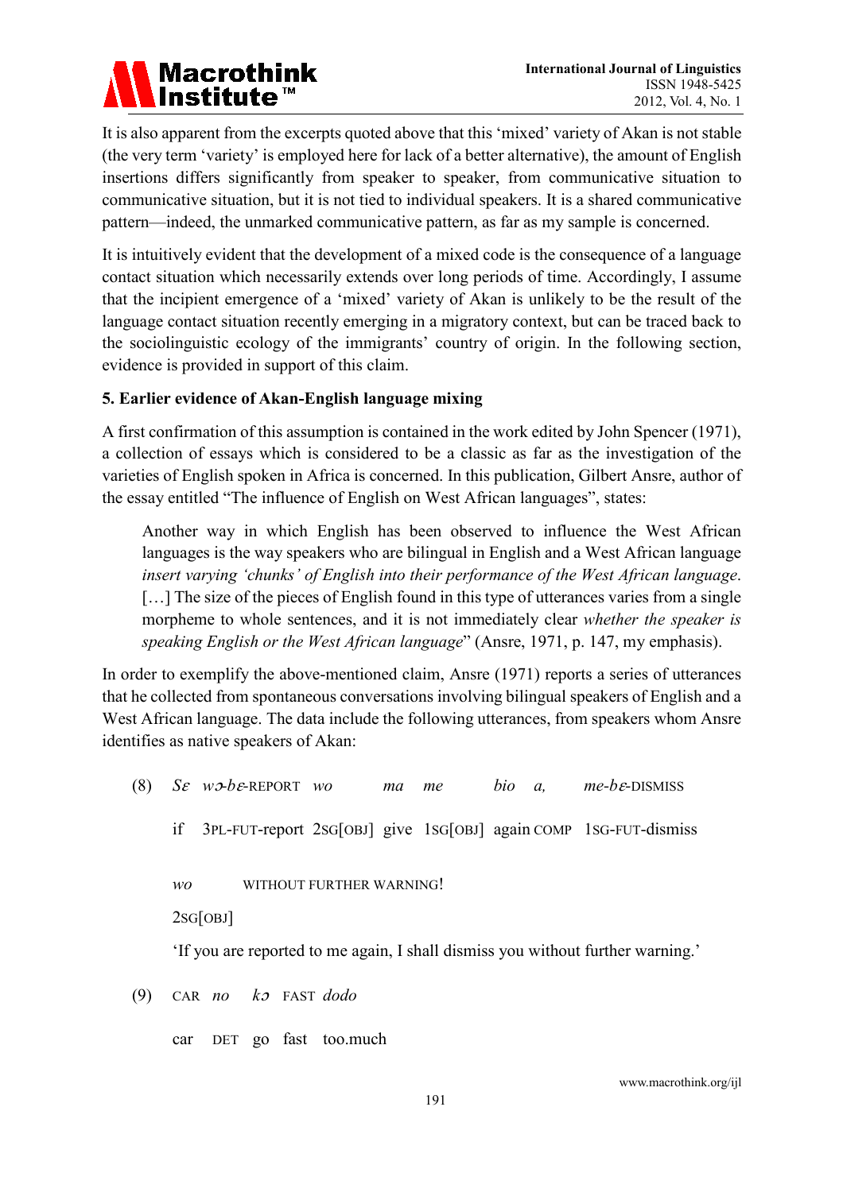It is also apparent from the excerpts quoted above that this 'mixed' variety of Akan is not stable (the very term 'variety' is employed here for lack of a better alternative), the amount of English insertions differs significantly from speaker to speaker, from communicative situation to communicative situation, but it is not tied to individual speakers. It is a shared communicative pattern—indeed, the unmarked communicative pattern, as far as my sample is concerned.

It is intuitively evident that the development of a mixed code is the consequence of a language contact situation which necessarily extends over long periods of time. Accordingly, I assume that the incipient emergence of a 'mixed' variety of Akan is unlikely to be the result of the language contact situation recently emerging in a migratory context, but can be traced back to the sociolinguistic ecology of the immigrants' country of origin. In the following section, evidence is provided in support of this claim.

### 5. Earlier evidence of Akan-English language mixing

A first confirmation of this assumption is contained in the work edited by John Spencer (1971), a collection of essays which is considered to be a classic as far as the investigation of the varieties of English spoken in Africa is concerned. In this publication, Gilbert Ansre, author of the essay entitled "The influence of English on West African languages", states:

> Another way in which English has been observed to influence the West African languages is the way speakers who are bilingual in English and a West African language *insert varying 'chunks' of English into their performance of the West African language*. […] The size of the pieces of English found in this type of utterances varies from a single morpheme to whole sentences, and it is not immediately clear *whether the speaker is speaking English or the West African language*" (Ansre, 1971, p. 147, my emphasis).

In order to exemplify the above-mentioned claim, Ansre (1971) reports a series of utterances that he collected from spontaneous conversations involving bilingual speakers of English and a West African language. The data include the following utterances, from speakers whom Ansre identifies as native speakers of Akan:

(8) *Sɛ* *wɔ-bɛ*-REPORT *wo* *ma* *me* *bio* *a,* *me-bɛ*-DISMISS

if 3PL-FUT-report 2SG[OBJ] give 1SG[OBJ] again COMP 1SG-FUT-dismiss

*wo* WITHOUT FURTHER WARNING!

2SG[OBJ]

'If you are reported to me again, I shall dismiss you without further warning.'

(9) CAR *no* *kɔ* FAST *dodo*

car DET go fast too.much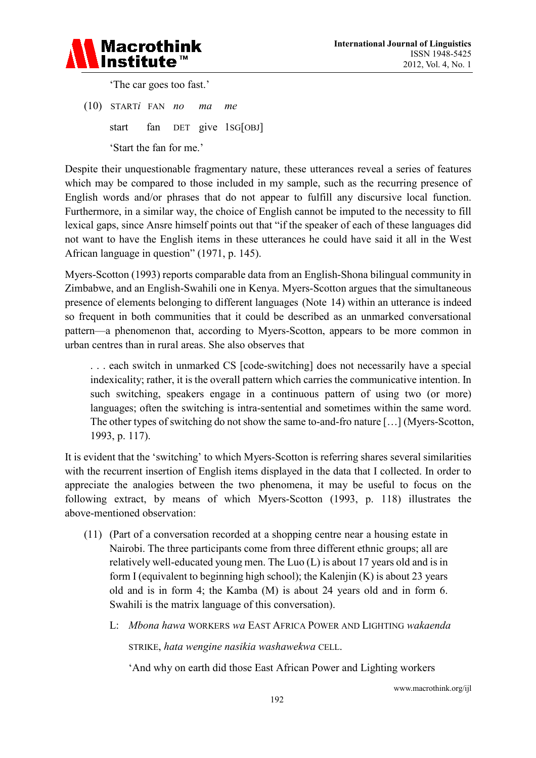'The car goes too fast.'

(10) START*i* FAN *no* *ma* *me*

start fan DET give 1SG[OBJ]

'Start the fan for me.'

Despite their unquestionable fragmentary nature, these utterances reveal a series of features which may be compared to those included in my sample, such as the recurring presence of English words and/or phrases that do not appear to fulfill any discursive local function. Furthermore, in a similar way, the choice of English cannot be imputed to the necessity to fill lexical gaps, since Ansre himself points out that "if the speaker of each of these languages did not want to have the English items in these utterances he could have said it all in the West African language in question" (1971, p. 145).

Myers-Scotton (1993) reports comparable data from an English-Shona bilingual community in Zimbabwe, and an English-Swahili one in Kenya. Myers-Scotton argues that the simultaneous presence of elements belonging to different languages (Note 14) within an utterance is indeed so frequent in both communities that it could be described as an unmarked conversational pattern—a phenomenon that, according to Myers-Scotton, appears to be more common in urban centres than in rural areas. She also observes that

> . . . each switch in unmarked CS [code-switching] does not necessarily have a special indexicality; rather, it is the overall pattern which carries the communicative intention. In such switching, speakers engage in a continuous pattern of using two (or more) languages; often the switching is intra-sentential and sometimes within the same word. The other types of switching do not show the same to-and-fro nature […] (Myers-Scotton, 1993, p. 117).

It is evident that the 'switching' to which Myers-Scotton is referring shares several similarities with the recurrent insertion of English items displayed in the data that I collected. In order to appreciate the analogies between the two phenomena, it may be useful to focus on the following extract, by means of which Myers-Scotton (1993, p. 118) illustrates the above-mentioned observation:

(11) (Part of a conversation recorded at a shopping centre near a housing estate in Nairobi. The three participants come from three different ethnic groups; all are relatively well-educated young men. The Luo (L) is about 17 years old and is in form I (equivalent to beginning high school); the Kalenjin (K) is about 23 years old and is in form 4; the Kamba (M) is about 24 years old and in form 6. Swahili is the matrix language of this conversation).

L: *Mbona hawa* WORKERS *wa* EAST AFRICA POWER AND LIGHTING *wakaenda* STRIKE, *hata wengine nasikia washawekwa* CELL.

'And why on earth did those East African Power and Lighting workers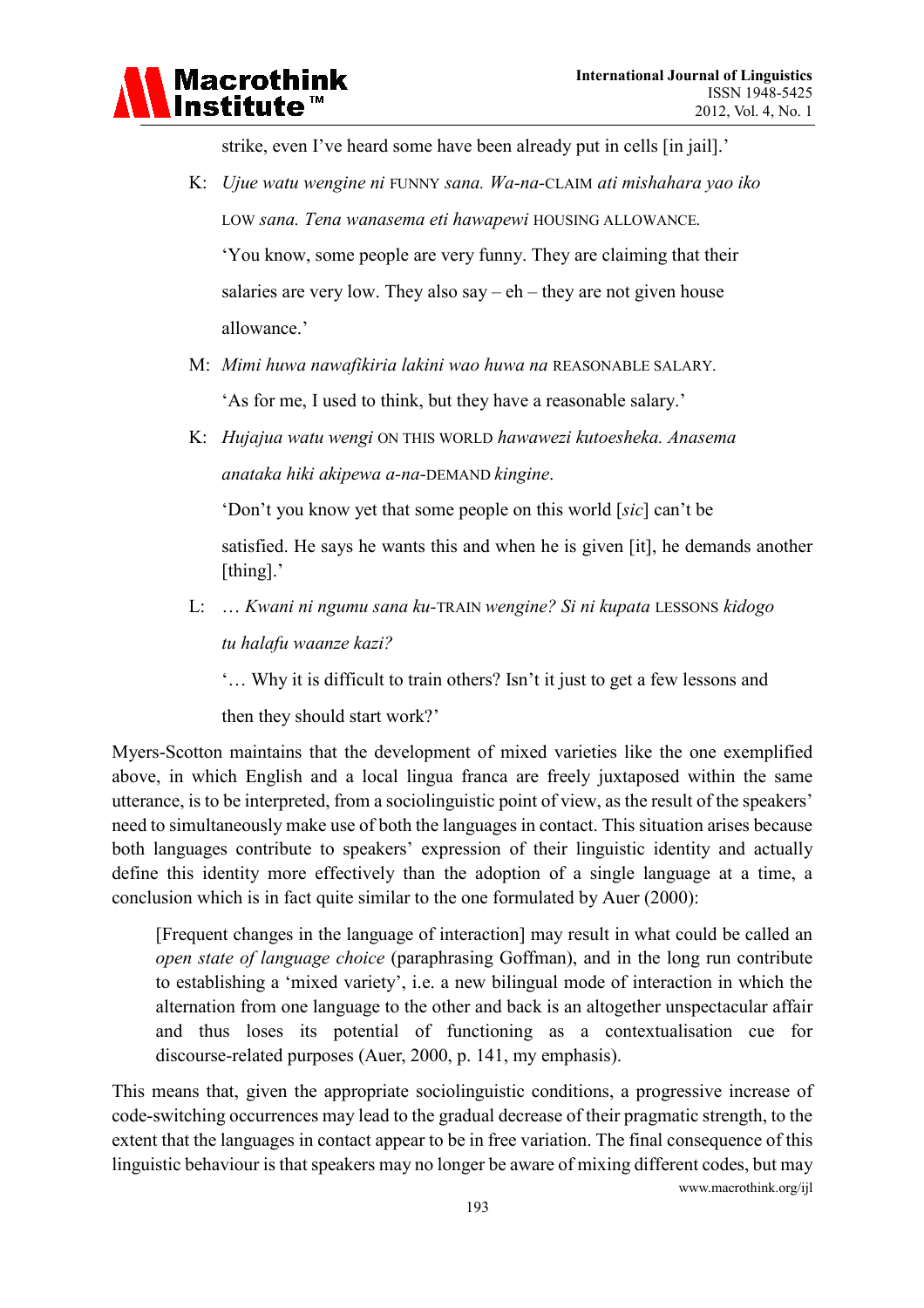strike, even I've heard some have been already put in cells [in jail].'

K: *Ujue watu wengine ni* FUNNY *sana. Wa-na-*CLAIM *ati mishahara yao iko* LOW *sana. Tena wanasema eti hawapewi* HOUSING ALLOWANCE.

'You know, some people are very funny. They are claiming that their salaries are very low. They also say – eh – they are not given house allowance.'

M: *Mimi huwa nawafikiria lakini wao huwa na* REASONABLE SALARY.

'As for me, I used to think, but they have a reasonable salary.'

K: *Hujajua watu wengi* ON THIS WORLD *hawawezi kutoesheka. Anasema anataka hiki akipewa a-na-*DEMAND *kingine*.

'Don't you know yet that some people on this world [*sic*] can't be satisfied. He says he wants this and when he is given [it], he demands another [thing].'

L: … *Kwani ni ngumu sana ku-*TRAIN *wengine? Si ni kupata* LESSONS *kidogo tu halafu waanze kazi?*

'… Why it is difficult to train others? Isn't it just to get a few lessons and then they should start work?'

Myers-Scotton maintains that the development of mixed varieties like the one exemplified above, in which English and a local lingua franca are freely juxtaposed within the same utterance, is to be interpreted, from a sociolinguistic point of view, as the result of the speakers' need to simultaneously make use of both the languages in contact. This situation arises because both languages contribute to speakers' expression of their linguistic identity and actually define this identity more effectively than the adoption of a single language at a time, a conclusion which is in fact quite similar to the one formulated by Auer (2000):

> [Frequent changes in the language of interaction] may result in what could be called an *open state of language choice* (paraphrasing Goffman), and in the long run contribute to establishing a 'mixed variety', i.e. a new bilingual mode of interaction in which the alternation from one language to the other and back is an altogether unspectacular affair and thus loses its potential of functioning as a contextualisation cue for discourse-related purposes (Auer, 2000, p. 141, my emphasis).

This means that, given the appropriate sociolinguistic conditions, a progressive increase of code-switching occurrences may lead to the gradual decrease of their pragmatic strength, to the extent that the languages in contact appear to be in free variation. The final consequence of this linguistic behaviour is that speakers may no longer be aware of mixing different codes, but may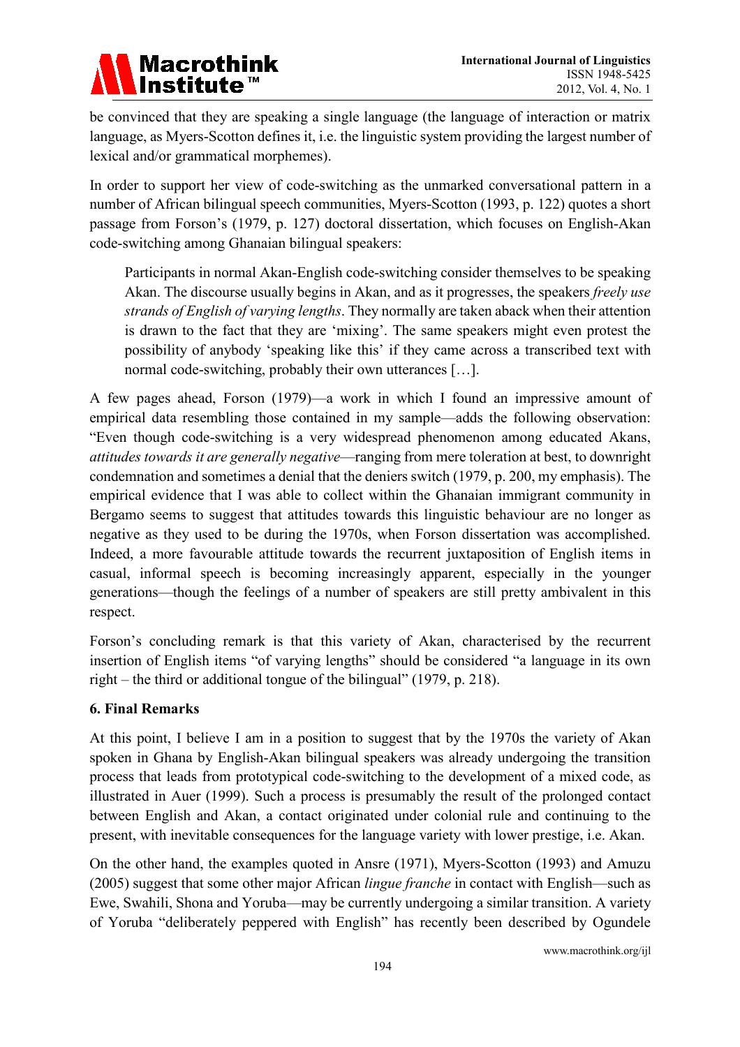be convinced that they are speaking a single language (the language of interaction or matrix language, as Myers-Scotton defines it, i.e. the linguistic system providing the largest number of lexical and/or grammatical morphemes).

In order to support her view of code-switching as the unmarked conversational pattern in a number of African bilingual speech communities, Myers-Scotton (1993, p. 122) quotes a short passage from Forson's (1979, p. 127) doctoral dissertation, which focuses on English-Akan code-switching among Ghanaian bilingual speakers:

> Participants in normal Akan-English code-switching consider themselves to be speaking Akan. The discourse usually begins in Akan, and as it progresses, the speakers *freely use strands of English of varying lengths*. They normally are taken aback when their attention is drawn to the fact that they are 'mixing'. The same speakers might even protest the possibility of anybody 'speaking like this' if they came across a transcribed text with normal code-switching, probably their own utterances […].

A few pages ahead, Forson (1979)—a work in which I found an impressive amount of empirical data resembling those contained in my sample—adds the following observation: "Even though code-switching is a very widespread phenomenon among educated Akans, *attitudes towards it are generally negative*—ranging from mere toleration at best, to downright condemnation and sometimes a denial that the deniers switch (1979, p. 200, my emphasis). The empirical evidence that I was able to collect within the Ghanaian immigrant community in Bergamo seems to suggest that attitudes towards this linguistic behaviour are no longer as negative as they used to be during the 1970s, when Forson dissertation was accomplished. Indeed, a more favourable attitude towards the recurrent juxtaposition of English items in casual, informal speech is becoming increasingly apparent, especially in the younger generations—though the feelings of a number of speakers are still pretty ambivalent in this respect.

Forson's concluding remark is that this variety of Akan, characterised by the recurrent insertion of English items "of varying lengths" should be considered "a language in its own right – the third or additional tongue of the bilingual" (1979, p. 218).

## 6. Final Remarks

At this point, I believe I am in a position to suggest that by the 1970s the variety of Akan spoken in Ghana by English-Akan bilingual speakers was already undergoing the transition process that leads from prototypical code-switching to the development of a mixed code, as illustrated in Auer (1999). Such a process is presumably the result of the prolonged contact between English and Akan, a contact originated under colonial rule and continuing to the present, with inevitable consequences for the language variety with lower prestige, i.e. Akan.

On the other hand, the examples quoted in Ansre (1971), Myers-Scotton (1993) and Amuzu (2005) suggest that some other major African *lingue franche* in contact with English—such as Ewe, Swahili, Shona and Yoruba—may be currently undergoing a similar transition. A variety of Yoruba "deliberately peppered with English" has recently been described by Ogundele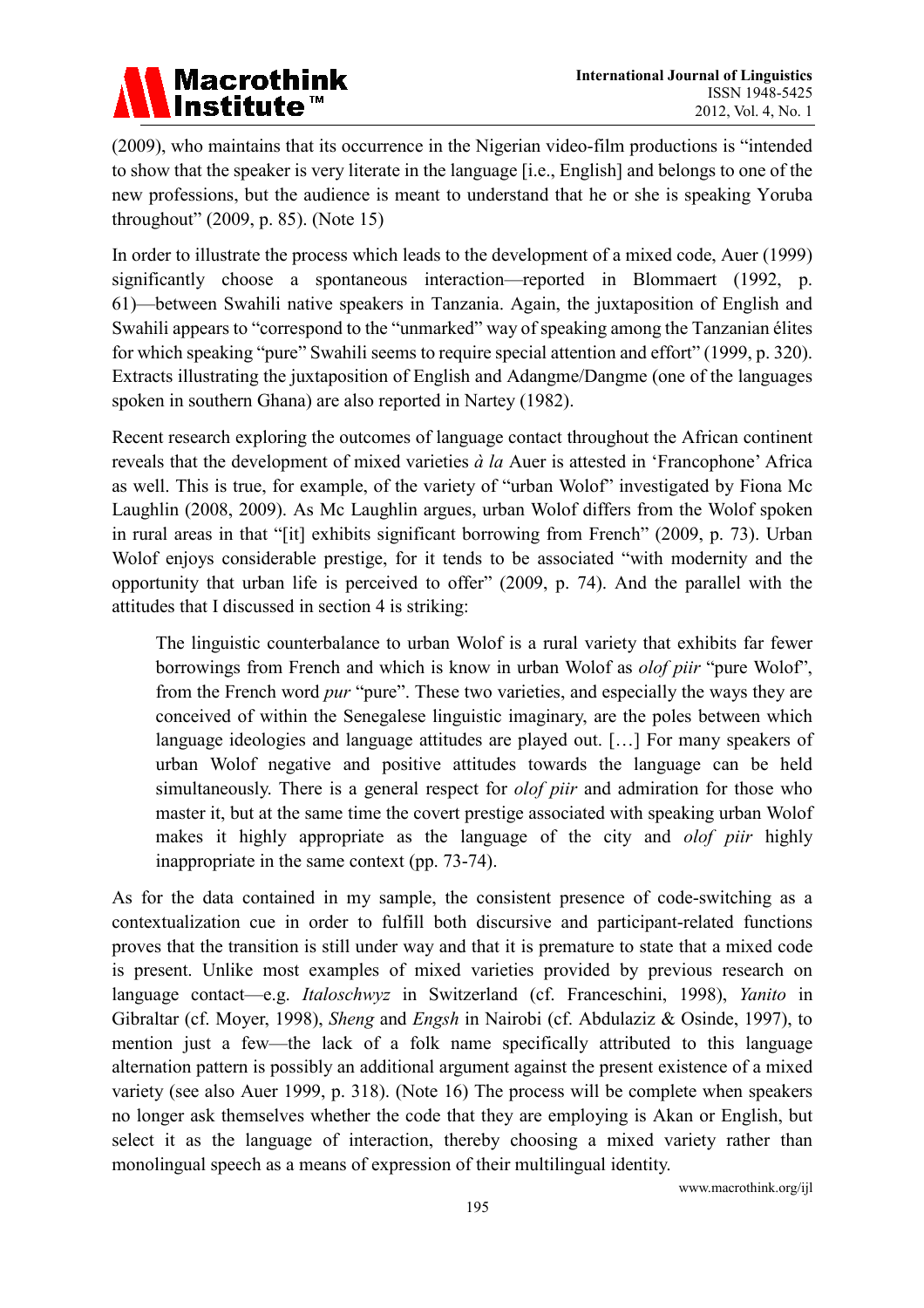(2009), who maintains that its occurrence in the Nigerian video-film productions is "intended to show that the speaker is very literate in the language [i.e., English] and belongs to one of the new professions, but the audience is meant to understand that he or she is speaking Yoruba throughout" (2009, p. 85). (Note 15)

In order to illustrate the process which leads to the development of a mixed code, Auer (1999) significantly choose a spontaneous interaction—reported in Blommaert (1992, p. 61)—between Swahili native speakers in Tanzania. Again, the juxtaposition of English and Swahili appears to "correspond to the "unmarked" way of speaking among the Tanzanian élites for which speaking "pure" Swahili seems to require special attention and effort" (1999, p. 320). Extracts illustrating the juxtaposition of English and Adangme/Dangme (one of the languages spoken in southern Ghana) are also reported in Nartey (1982).

Recent research exploring the outcomes of language contact throughout the African continent reveals that the development of mixed varieties *à la* Auer is attested in 'Francophone' Africa as well. This is true, for example, of the variety of "urban Wolof" investigated by Fiona Mc Laughlin (2008, 2009). As Mc Laughlin argues, urban Wolof differs from the Wolof spoken in rural areas in that "[it] exhibits significant borrowing from French" (2009, p. 73). Urban Wolof enjoys considerable prestige, for it tends to be associated "with modernity and the opportunity that urban life is perceived to offer" (2009, p. 74). And the parallel with the attitudes that I discussed in section 4 is striking:

> The linguistic counterbalance to urban Wolof is a rural variety that exhibits far fewer borrowings from French and which is know in urban Wolof as *olof piir* "pure Wolof", from the French word *pur* "pure". These two varieties, and especially the ways they are conceived of within the Senegalese linguistic imaginary, are the poles between which language ideologies and language attitudes are played out. […] For many speakers of urban Wolof negative and positive attitudes towards the language can be held simultaneously. There is a general respect for *olof piir* and admiration for those who master it, but at the same time the covert prestige associated with speaking urban Wolof makes it highly appropriate as the language of the city and *olof piir* highly inappropriate in the same context (pp. 73-74).

As for the data contained in my sample, the consistent presence of code-switching as a contextualization cue in order to fulfill both discursive and participant-related functions proves that the transition is still under way and that it is premature to state that a mixed code is present. Unlike most examples of mixed varieties provided by previous research on language contact—e.g. *Italoschwyz* in Switzerland (cf. Franceschini, 1998), *Yanito* in Gibraltar (cf. Moyer, 1998), *Sheng* and *Engsh* in Nairobi (cf. Abdulaziz & Osinde, 1997), to mention just a few—the lack of a folk name specifically attributed to this language alternation pattern is possibly an additional argument against the present existence of a mixed variety (see also Auer 1999, p. 318). (Note 16) The process will be complete when speakers no longer ask themselves whether the code that they are employing is Akan or English, but select it as the language of interaction, thereby choosing a mixed variety rather than monolingual speech as a means of expression of their multilingual identity.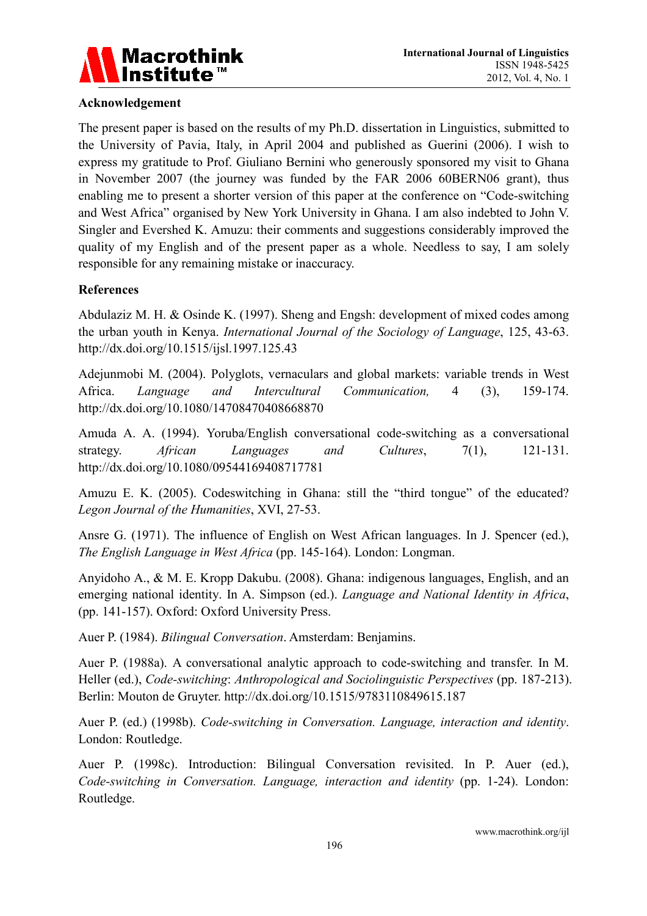**Acknowledgement**

The present paper is based on the results of my Ph.D. dissertation in Linguistics, submitted to the University of Pavia, Italy, in April 2004 and published as Guerini (2006). I wish to express my gratitude to Prof. Giuliano Bernini who generously sponsored my visit to Ghana in November 2007 (the journey was funded by the FAR 2006 60BERN06 grant), thus enabling me to present a shorter version of this paper at the conference on "Code-switching and West Africa" organised by New York University in Ghana. I am also indebted to John V. Singler and Evershed K. Amuzu: their comments and suggestions considerably improved the quality of my English and of the present paper as a whole. Needless to say, I am solely responsible for any remaining mistake or inaccuracy.

**References**

Abdulaziz M. H. & Osinde K. (1997). Sheng and Engsh: development of mixed codes among the urban youth in Kenya. *International Journal of the Sociology of Language*, 125, 43-63. http://dx.doi.org/10.1515/ijsl.1997.125.43

Adejunmobi M. (2004). Polyglots, vernaculars and global markets: variable trends in West Africa. *Language and Intercultural Communication,* 4 (3), 159-174. http://dx.doi.org/10.1080/14708470408668870

Amuda A. A. (1994). Yoruba/English conversational code-switching as a conversational strategy. *African Languages and Cultures*, 7(1), 121-131. http://dx.doi.org/10.1080/09544169408717781

Amuzu E. K. (2005). Codeswitching in Ghana: still the "third tongue" of the educated? *Legon Journal of the Humanities*, XVI, 27-53.

Ansre G. (1971). The influence of English on West African languages. In J. Spencer (ed.), *The English Language in West Africa* (pp. 145-164). London: Longman.

Anyidoho A., & M. E. Kropp Dakubu. (2008). Ghana: indigenous languages, English, and an emerging national identity. In A. Simpson (ed.). *Language and National Identity in Africa*, (pp. 141-157). Oxford: Oxford University Press.

Auer P. (1984). *Bilingual Conversation*. Amsterdam: Benjamins.

Auer P. (1988a). A conversational analytic approach to code-switching and transfer. In M. Heller (ed.), *Code-switching*: *Anthropological and Sociolinguistic Perspectives* (pp. 187-213). Berlin: Mouton de Gruyter. http://dx.doi.org/10.1515/9783110849615.187

Auer P. (ed.) (1998b). *Code-switching in Conversation. Language, interaction and identity*. London: Routledge.

Auer P. (1998c). Introduction: Bilingual Conversation revisited. In P. Auer (ed.), *Code-switching in Conversation. Language, interaction and identity* (pp. 1-24). London: Routledge.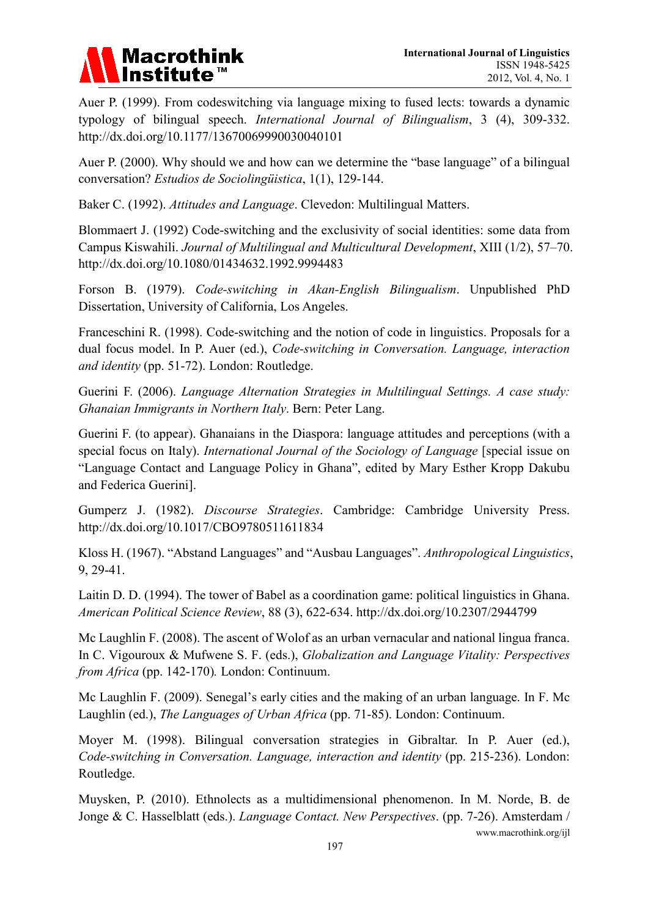Auer P. (1999). From codeswitching via language mixing to fused lects: towards a dynamic typology of bilingual speech. *International Journal of Bilingualism*, 3 (4), 309-332. http://dx.doi.org/10.1177/13670069990030040101

Auer P. (2000). Why should we and how can we determine the "base language" of a bilingual conversation? *Estudios de Sociolingüistica*, 1(1), 129-144.

Baker C. (1992). *Attitudes and Language*. Clevedon: Multilingual Matters.

Blommaert J. (1992) Code-switching and the exclusivity of social identities: some data from Campus Kiswahili. *Journal of Multilingual and Multicultural Development*, XIII (1/2), 57–70. http://dx.doi.org/10.1080/01434632.1992.9994483

Forson B. (1979). *Code-switching in Akan-English Bilingualism*. Unpublished PhD Dissertation, University of California, Los Angeles.

Franceschini R. (1998). Code-switching and the notion of code in linguistics. Proposals for a dual focus model. In P. Auer (ed.), *Code-switching in Conversation. Language, interaction and identity* (pp. 51-72). London: Routledge.

Guerini F. (2006). *Language Alternation Strategies in Multilingual Settings. A case study: Ghanaian Immigrants in Northern Italy*. Bern: Peter Lang.

Guerini F. (to appear). Ghanaians in the Diaspora: language attitudes and perceptions (with a special focus on Italy). *International Journal of the Sociology of Language* [special issue on "Language Contact and Language Policy in Ghana", edited by Mary Esther Kropp Dakubu and Federica Guerini].

Gumperz J. (1982). *Discourse Strategies*. Cambridge: Cambridge University Press. http://dx.doi.org/10.1017/CBO9780511611834

Kloss H. (1967). "Abstand Languages" and "Ausbau Languages". *Anthropological Linguistics*, 9, 29-41.

Laitin D. D. (1994). The tower of Babel as a coordination game: political linguistics in Ghana. *American Political Science Review*, 88 (3), 622-634. http://dx.doi.org/10.2307/2944799

Mc Laughlin F. (2008). The ascent of Wolof as an urban vernacular and national lingua franca. In C. Vigouroux & Mufwene S. F. (eds.), *Globalization and Language Vitality: Perspectives from Africa* (pp. 142-170). London: Continuum.

Mc Laughlin F. (2009). Senegal's early cities and the making of an urban language. In F. Mc Laughlin (ed.), *The Languages of Urban Africa* (pp. 71-85). London: Continuum.

Moyer M. (1998). Bilingual conversation strategies in Gibraltar. In P. Auer (ed.), *Code-switching in Conversation. Language, interaction and identity* (pp. 215-236). London: Routledge.

Muysken, P. (2010). Ethnolects as a multidimensional phenomenon. In M. Norde, B. de Jonge & C. Hasselblatt (eds.). *Language Contact. New Perspectives*. (pp. 7-26). Amsterdam /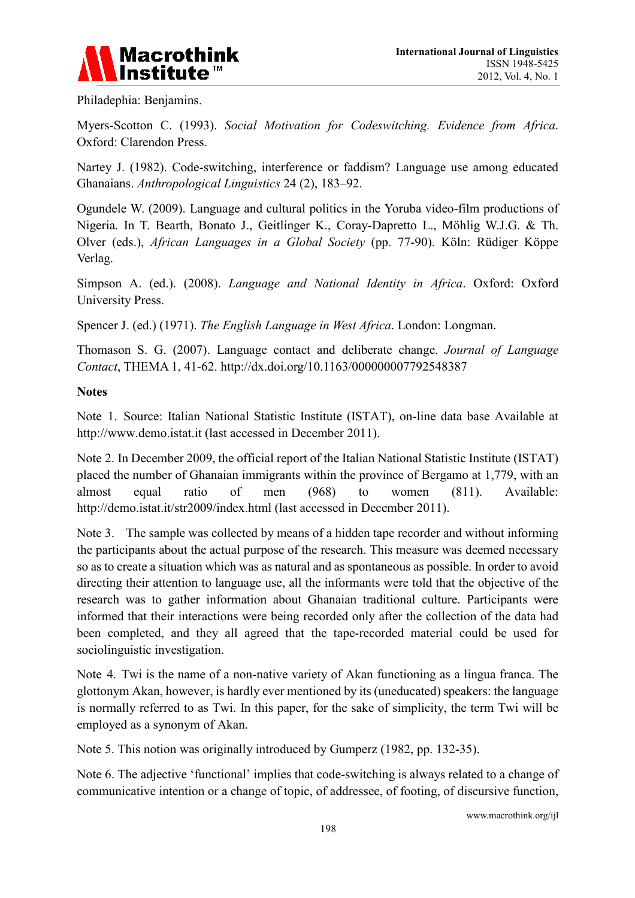Philadephia: Benjamins.

Myers-Scotton C. (1993). *Social Motivation for Codeswitching. Evidence from Africa*. Oxford: Clarendon Press.

Nartey J. (1982). Code-switching, interference or faddism? Language use among educated Ghanaians. *Anthropological Linguistics* 24 (2), 183–92.

Ogundele W. (2009). Language and cultural politics in the Yoruba video-film productions of Nigeria. In T. Bearth, Bonato J., Geitlinger K., Coray-Dapretto L., Möhlig W.J.G. & Th. Olver (eds.), *African Languages in a Global Society* (pp. 77-90). Köln: Rüdiger Köppe Verlag.

Simpson A. (ed.). (2008). *Language and National Identity in Africa*. Oxford: Oxford University Press.

Spencer J. (ed.) (1971). *The English Language in West Africa*. London: Longman.

Thomason S. G. (2007). Language contact and deliberate change. *Journal of Language Contact*, THEMA 1, 41-62. http://dx.doi.org/10.1163/000000007792548387

**Notes**

Note 1. Source: Italian National Statistic Institute (ISTAT), on-line data base Available at http://www.demo.istat.it (last accessed in December 2011).

Note 2. In December 2009, the official report of the Italian National Statistic Institute (ISTAT) placed the number of Ghanaian immigrants within the province of Bergamo at 1,779, with an almost equal ratio of men (968) to women (811). Available: http://demo.istat.it/str2009/index.html (last accessed in December 2011).

Note 3. The sample was collected by means of a hidden tape recorder and without informing the participants about the actual purpose of the research. This measure was deemed necessary so as to create a situation which was as natural and as spontaneous as possible. In order to avoid directing their attention to language use, all the informants were told that the objective of the research was to gather information about Ghanaian traditional culture. Participants were informed that their interactions were being recorded only after the collection of the data had been completed, and they all agreed that the tape-recorded material could be used for sociolinguistic investigation.

Note 4. Twi is the name of a non-native variety of Akan functioning as a lingua franca. The glottonym Akan, however, is hardly ever mentioned by its (uneducated) speakers: the language is normally referred to as Twi. In this paper, for the sake of simplicity, the term Twi will be employed as a synonym of Akan.

Note 5. This notion was originally introduced by Gumperz (1982, pp. 132-35).

Note 6. The adjective 'functional' implies that code-switching is always related to a change of communicative intention or a change of topic, of addressee, of footing, of discursive function,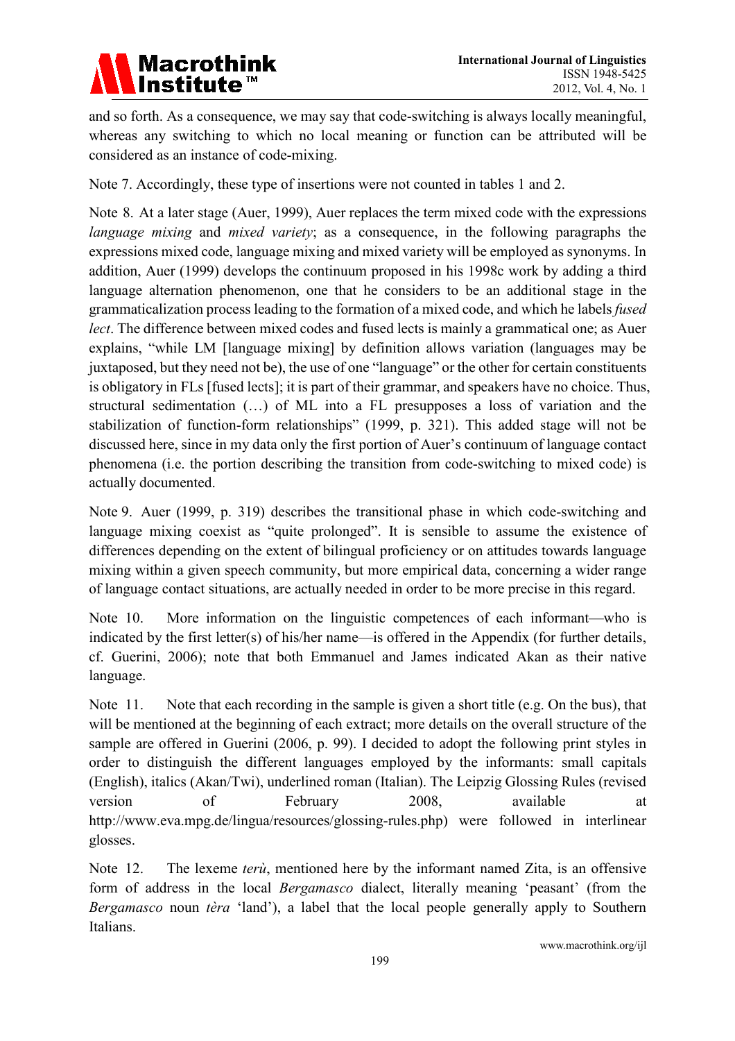and so forth. As a consequence, we may say that code-switching is always locally meaningful, whereas any switching to which no local meaning or function can be attributed will be considered as an instance of code-mixing.

Note 7. Accordingly, these type of insertions were not counted in tables 1 and 2.

Note 8. At a later stage (Auer, 1999), Auer replaces the term mixed code with the expressions *language mixing* and *mixed variety*; as a consequence, in the following paragraphs the expressions mixed code, language mixing and mixed variety will be employed as synonyms. In addition, Auer (1999) develops the continuum proposed in his 1998c work by adding a third language alternation phenomenon, one that he considers to be an additional stage in the grammaticalization process leading to the formation of a mixed code, and which he labels *fused lect*. The difference between mixed codes and fused lects is mainly a grammatical one; as Auer explains, "while LM [language mixing] by definition allows variation (languages may be juxtaposed, but they need not be), the use of one "language" or the other for certain constituents is obligatory in FLs [fused lects]; it is part of their grammar, and speakers have no choice. Thus, structural sedimentation (…) of ML into a FL presupposes a loss of variation and the stabilization of function-form relationships" (1999, p. 321). This added stage will not be discussed here, since in my data only the first portion of Auer's continuum of language contact phenomena (i.e. the portion describing the transition from code-switching to mixed code) is actually documented.

Note 9. Auer (1999, p. 319) describes the transitional phase in which code-switching and language mixing coexist as "quite prolonged". It is sensible to assume the existence of differences depending on the extent of bilingual proficiency or on attitudes towards language mixing within a given speech community, but more empirical data, concerning a wider range of language contact situations, are actually needed in order to be more precise in this regard.

Note 10. More information on the linguistic competences of each informant—who is indicated by the first letter(s) of his/her name—is offered in the Appendix (for further details, cf. Guerini, 2006); note that both Emmanuel and James indicated Akan as their native language.

Note 11. Note that each recording in the sample is given a short title (e.g. On the bus), that will be mentioned at the beginning of each extract; more details on the overall structure of the sample are offered in Guerini (2006, p. 99). I decided to adopt the following print styles in order to distinguish the different languages employed by the informants: small capitals (English), italics (Akan/Twi), underlined roman (Italian). The Leipzig Glossing Rules (revised version of February 2008, available at http://www.eva.mpg.de/lingua/resources/glossing-rules.php) were followed in interlinear glosses.

Note 12. The lexeme *terù*, mentioned here by the informant named Zita, is an offensive form of address in the local *Bergamasco* dialect, literally meaning 'peasant' (from the *Bergamasco* noun *tèra* 'land'), a label that the local people generally apply to Southern Italians.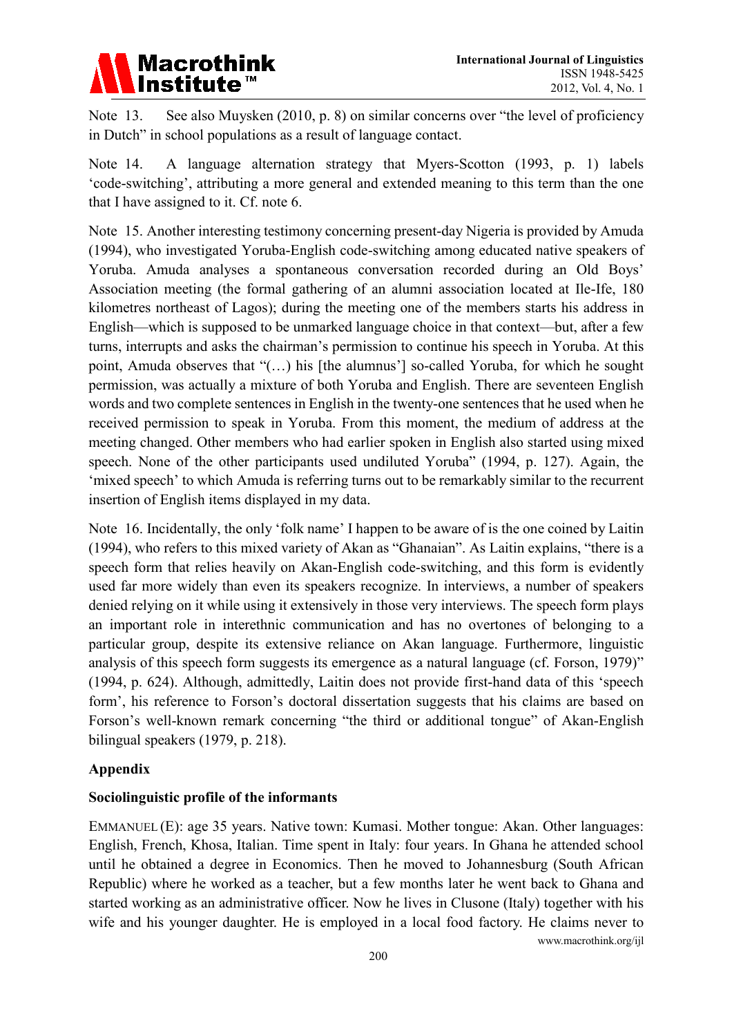Note 13. See also Muysken (2010, p. 8) on similar concerns over "the level of proficiency in Dutch" in school populations as a result of language contact.

Note 14. A language alternation strategy that Myers-Scotton (1993, p. 1) labels 'code-switching', attributing a more general and extended meaning to this term than the one that I have assigned to it. Cf. note 6.

Note 15. Another interesting testimony concerning present-day Nigeria is provided by Amuda (1994), who investigated Yoruba-English code-switching among educated native speakers of Yoruba. Amuda analyses a spontaneous conversation recorded during an Old Boys' Association meeting (the formal gathering of an alumni association located at Ile-Ife, 180 kilometres northeast of Lagos); during the meeting one of the members starts his address in English—which is supposed to be unmarked language choice in that context—but, after a few turns, interrupts and asks the chairman's permission to continue his speech in Yoruba. At this point, Amuda observes that "(…) his [the alumnus'] so-called Yoruba, for which he sought permission, was actually a mixture of both Yoruba and English. There are seventeen English words and two complete sentences in English in the twenty-one sentences that he used when he received permission to speak in Yoruba. From this moment, the medium of address at the meeting changed. Other members who had earlier spoken in English also started using mixed speech. None of the other participants used undiluted Yoruba" (1994, p. 127). Again, the 'mixed speech' to which Amuda is referring turns out to be remarkably similar to the recurrent insertion of English items displayed in my data.

Note 16. Incidentally, the only 'folk name' I happen to be aware of is the one coined by Laitin (1994), who refers to this mixed variety of Akan as "Ghanaian". As Laitin explains, "there is a speech form that relies heavily on Akan-English code-switching, and this form is evidently used far more widely than even its speakers recognize. In interviews, a number of speakers denied relying on it while using it extensively in those very interviews. The speech form plays an important role in interethnic communication and has no overtones of belonging to a particular group, despite its extensive reliance on Akan language. Furthermore, linguistic analysis of this speech form suggests its emergence as a natural language (cf. Forson, 1979)" (1994, p. 624). Although, admittedly, Laitin does not provide first-hand data of this 'speech form', his reference to Forson's doctoral dissertation suggests that his claims are based on Forson's well-known remark concerning "the third or additional tongue" of Akan-English bilingual speakers (1979, p. 218).

## Appendix

### Sociolinguistic profile of the informants

EMMANUEL (E): age 35 years. Native town: Kumasi. Mother tongue: Akan. Other languages: English, French, Khosa, Italian. Time spent in Italy: four years. In Ghana he attended school until he obtained a degree in Economics. Then he moved to Johannesburg (South African Republic) where he worked as a teacher, but a few months later he went back to Ghana and started working as an administrative officer. Now he lives in Clusone (Italy) together with his wife and his younger daughter. He is employed in a local food factory. He claims never to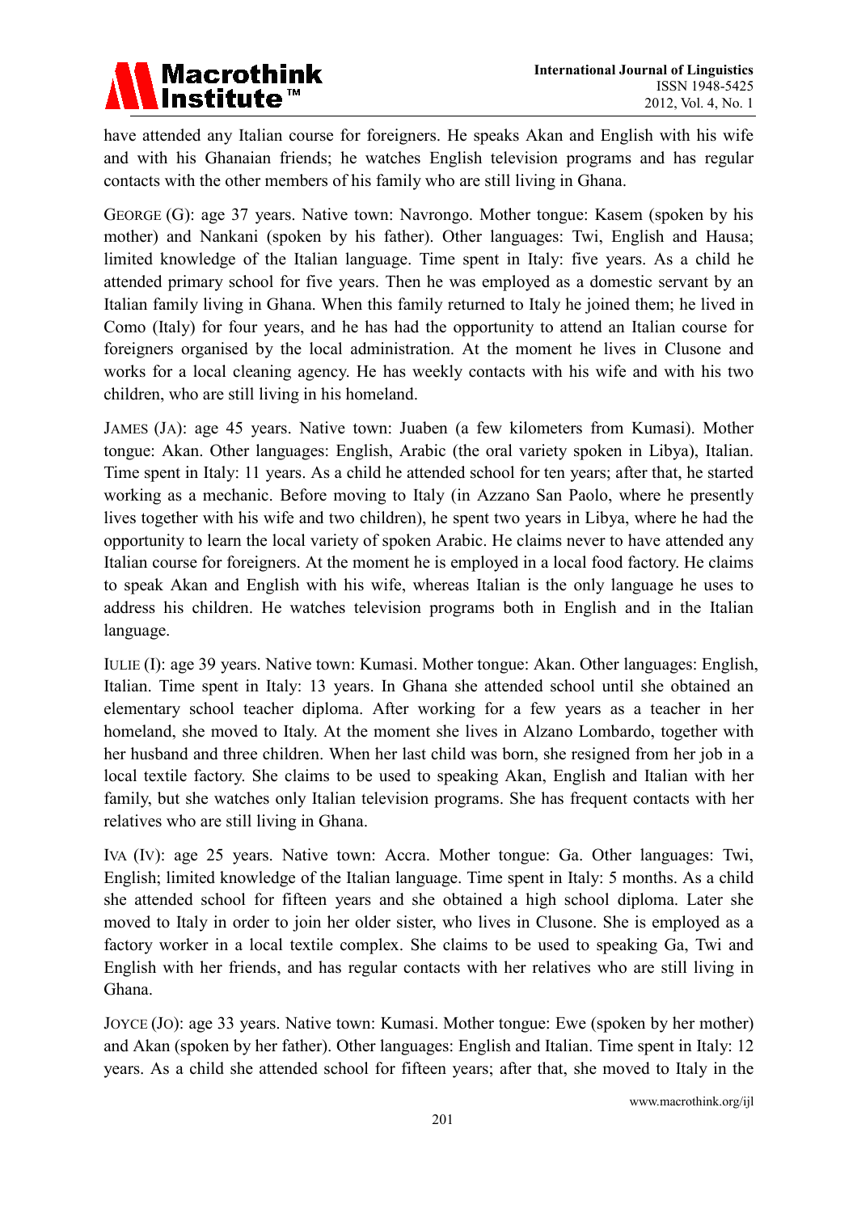have attended any Italian course for foreigners. He speaks Akan and English with his wife and with his Ghanaian friends; he watches English television programs and has regular contacts with the other members of his family who are still living in Ghana.

GEORGE (G): age 37 years. Native town: Navrongo. Mother tongue: Kasem (spoken by his mother) and Nankani (spoken by his father). Other languages: Twi, English and Hausa; limited knowledge of the Italian language. Time spent in Italy: five years. As a child he attended primary school for five years. Then he was employed as a domestic servant by an Italian family living in Ghana. When this family returned to Italy he joined them; he lived in Como (Italy) for four years, and he has had the opportunity to attend an Italian course for foreigners organised by the local administration. At the moment he lives in Clusone and works for a local cleaning agency. He has weekly contacts with his wife and with his two children, who are still living in his homeland.

JAMES (JA): age 45 years. Native town: Juaben (a few kilometers from Kumasi). Mother tongue: Akan. Other languages: English, Arabic (the oral variety spoken in Libya), Italian. Time spent in Italy: 11 years. As a child he attended school for ten years; after that, he started working as a mechanic. Before moving to Italy (in Azzano San Paolo, where he presently lives together with his wife and two children), he spent two years in Libya, where he had the opportunity to learn the local variety of spoken Arabic. He claims never to have attended any Italian course for foreigners. At the moment he is employed in a local food factory. He claims to speak Akan and English with his wife, whereas Italian is the only language he uses to address his children. He watches television programs both in English and in the Italian language.

IULIE (I): age 39 years. Native town: Kumasi. Mother tongue: Akan. Other languages: English, Italian. Time spent in Italy: 13 years. In Ghana she attended school until she obtained an elementary school teacher diploma. After working for a few years as a teacher in her homeland, she moved to Italy. At the moment she lives in Alzano Lombardo, together with her husband and three children. When her last child was born, she resigned from her job in a local textile factory. She claims to be used to speaking Akan, English and Italian with her family, but she watches only Italian television programs. She has frequent contacts with her relatives who are still living in Ghana.

IVA (IV): age 25 years. Native town: Accra. Mother tongue: Ga. Other languages: Twi, English; limited knowledge of the Italian language. Time spent in Italy: 5 months. As a child she attended school for fifteen years and she obtained a high school diploma. Later she moved to Italy in order to join her older sister, who lives in Clusone. She is employed as a factory worker in a local textile complex. She claims to be used to speaking Ga, Twi and English with her friends, and has regular contacts with her relatives who are still living in Ghana.

JOYCE (JO): age 33 years. Native town: Kumasi. Mother tongue: Ewe (spoken by her mother) and Akan (spoken by her father). Other languages: English and Italian. Time spent in Italy: 12 years. As a child she attended school for fifteen years; after that, she moved to Italy in the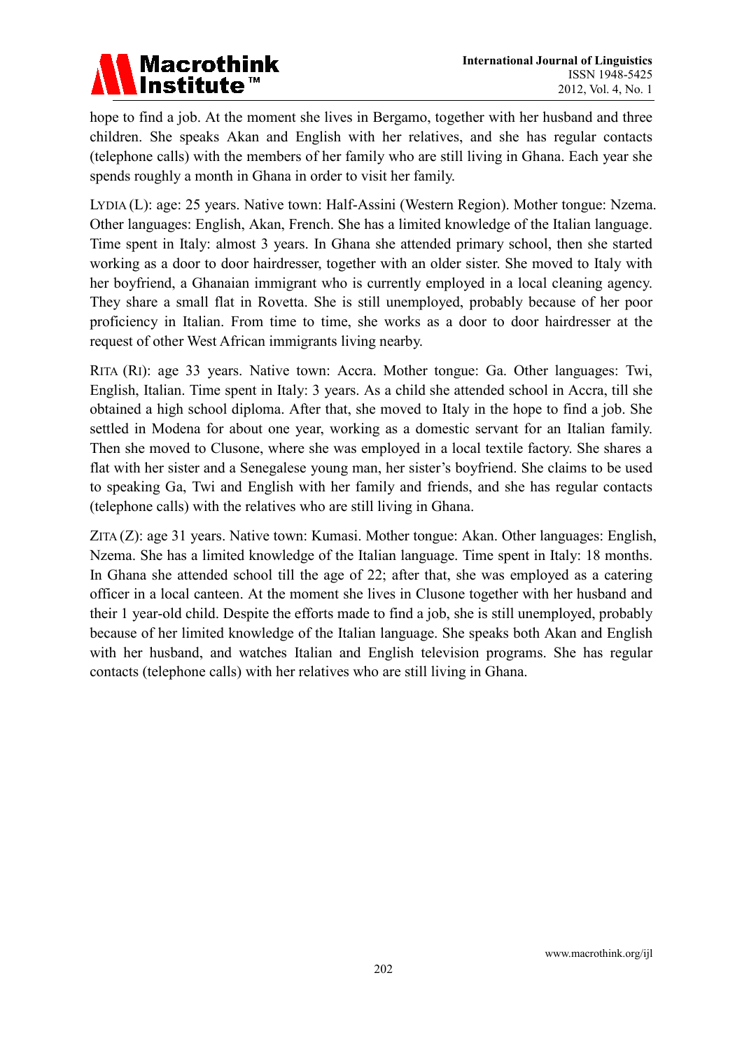hope to find a job. At the moment she lives in Bergamo, together with her husband and three children. She speaks Akan and English with her relatives, and she has regular contacts (telephone calls) with the members of her family who are still living in Ghana. Each year she spends roughly a month in Ghana in order to visit her family.

LYDIA (L): age: 25 years. Native town: Half-Assini (Western Region). Mother tongue: Nzema. Other languages: English, Akan, French. She has a limited knowledge of the Italian language. Time spent in Italy: almost 3 years. In Ghana she attended primary school, then she started working as a door to door hairdresser, together with an older sister. She moved to Italy with her boyfriend, a Ghanaian immigrant who is currently employed in a local cleaning agency. They share a small flat in Rovetta. She is still unemployed, probably because of her poor proficiency in Italian. From time to time, she works as a door to door hairdresser at the request of other West African immigrants living nearby.

RITA (RI): age 33 years. Native town: Accra. Mother tongue: Ga. Other languages: Twi, English, Italian. Time spent in Italy: 3 years. As a child she attended school in Accra, till she obtained a high school diploma. After that, she moved to Italy in the hope to find a job. She settled in Modena for about one year, working as a domestic servant for an Italian family. Then she moved to Clusone, where she was employed in a local textile factory. She shares a flat with her sister and a Senegalese young man, her sister's boyfriend. She claims to be used to speaking Ga, Twi and English with her family and friends, and she has regular contacts (telephone calls) with the relatives who are still living in Ghana.

ZITA (Z): age 31 years. Native town: Kumasi. Mother tongue: Akan. Other languages: English, Nzema. She has a limited knowledge of the Italian language. Time spent in Italy: 18 months. In Ghana she attended school till the age of 22; after that, she was employed as a catering officer in a local canteen. At the moment she lives in Clusone together with her husband and their 1 year-old child. Despite the efforts made to find a job, she is still unemployed, probably because of her limited knowledge of the Italian language. She speaks both Akan and English with her husband, and watches Italian and English television programs. She has regular contacts (telephone calls) with her relatives who are still living in Ghana.